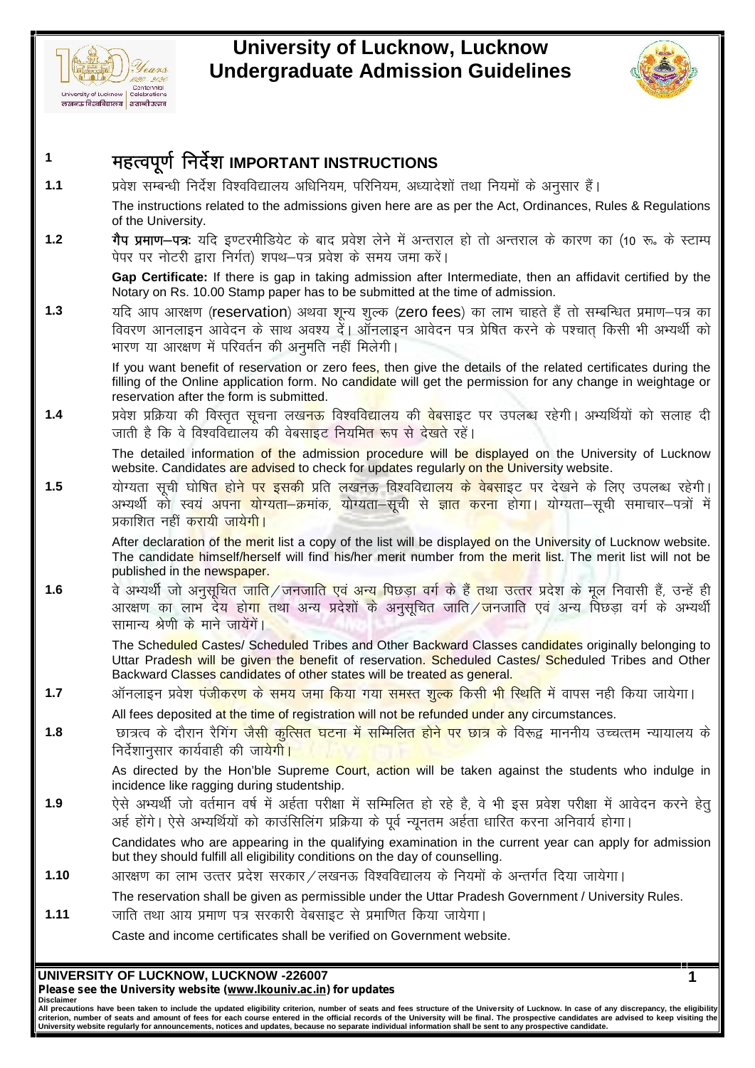# University of Lucknow, Lucknow
# Undergraduate Admission Guidelines

## 1 महत्वपूर्ण निर्देश IMPORTANT INSTRUCTIONS

**1.1** प्रवेश सम्बन्धी निर्देश विश्वविद्यालय अधिनियम, परिनियम, अध्यादेशों तथा नियमों के अनुसार हैं।

The instructions related to the admissions given here are as per the Act, Ordinances, Rules & Regulations of the University.

**1.2** **गैप प्रमाण–पत्रः** यदि इण्टरमीडियेट के बाद प्रवेश लेने में अन्तराल हो तो अन्तराल के कारण का (10 रू॰ के स्टाम्प पेपर पर नोटरी द्वारा निर्गत) शपथ–पत्र प्रवेश के समय जमा करें।

**Gap Certificate:** If there is gap in taking admission after Intermediate, then an affidavit certified by the Notary on Rs. 10.00 Stamp paper has to be submitted at the time of admission.

**1.3** यदि आप आरक्षण (reservation) अथवा शून्य शुल्क (zero fees) का लाभ चाहते हैं तो सम्बन्धित प्रमाण–पत्र का विवरण आनलाइन आवेदन के साथ अवश्य दें। ऑनलाइन आवेदन पत्र प्रेषित करने के पश्चात् किसी भी अभ्यर्थी को भारण या आरक्षण में परिवर्तन की अनुमति नहीं मिलेगी।

If you want benefit of reservation or zero fees, then give the details of the related certificates during the filling of the Online application form. No candidate will get the permission for any change in weightage or reservation after the form is submitted.

**1.4** प्रवेश प्रक्रिया की विस्तृत सूचना लखनऊ विश्वविद्यालय की वेबसाइट पर उपलब्ध रहेगी। अभ्यर्थियों को सलाह दी जाती है कि वे विश्वविद्यालय की वेबसाइट नियमित रूप से देखते रहें।

The detailed information of the admission procedure will be displayed on the University of Lucknow website. Candidates are advised to check for updates regularly on the University website.

**1.5** योग्यता सूची घोषित होने पर इसकी प्रति लखनऊ विश्वविद्यालय के वेबसाइट पर देखने के लिए उपलब्ध रहेगी। अभ्यर्थी को स्वयं अपना योग्यता–क्रमांक, योग्यता–सूची से ज्ञात करना होगा। योग्यता–सूची समाचार–पत्रों में प्रकाशित नहीं करायी जायेगी।

After declaration of the merit list a copy of the list will be displayed on the University of Lucknow website. The candidate himself/herself will find his/her merit number from the merit list. The merit list will not be published in the newspaper.

**1.6** वे अभ्यर्थी जो अनुसूचित जाति/जनजाति एवं अन्य पिछड़ा वर्ग के हैं तथा उत्तर प्रदेश के मूल निवासी हैं, उन्हें ही आरक्षण का लाभ देय होगा तथा अन्य प्रदेशों के अनुसूचित जाति/जनजाति एवं अन्य पिछड़ा वर्ग के अभ्यर्थी सामान्य श्रेणी के माने जायेंगें।

The Scheduled Castes/ Scheduled Tribes and Other Backward Classes candidates originally belonging to Uttar Pradesh will be given the benefit of reservation. Scheduled Castes/ Scheduled Tribes and Other Backward Classes candidates of other states will be treated as general.

**1.7** ऑनलाइन प्रवेश पंजीकरण के समय जमा किया गया समस्त शुल्क किसी भी स्थिति में वापस नही किया जायेगा।

All fees deposited at the time of registration will not be refunded under any circumstances.

**1.8** छात्रत्व के दौरान रैगिंग जैसी कुत्सित घटना में सम्मिलित होने पर छात्र के विरूद्व माननीय उच्चत्तम न्यायालय के निर्देशानुसार कार्यवाही की जायेगी।

As directed by the Hon'ble Supreme Court, action will be taken against the students who indulge in incidence like ragging during studentship.

**1.9** ऐसे अभ्यर्थी जो वर्तमान वर्ष में अर्हता परीक्षा में सम्मिलित हो रहे है, वे भी इस प्रवेश परीक्षा में आवेदन करने हेतु अर्ह होंगे। ऐसे अभ्यर्थियों को काउंसिलिंग प्रक्रिया के पूर्व न्यूनतम अर्हता धारित करना अनिवार्य होगा।

Candidates who are appearing in the qualifying examination in the current year can apply for admission but they should fulfill all eligibility conditions on the day of counselling.

**1.10** आरक्षण का लाभ उत्तर प्रदेश सरकार/लखनऊ विश्वविद्यालय के नियमों के अन्तर्गत दिया जायेगा।

The reservation shall be given as permissible under the Uttar Pradesh Government / University Rules.

**1.11** जाति तथा आय प्रमाण पत्र सरकारी वेबसाइट से प्रमाणित किया जायेगा।

Caste and income certificates shall be verified on Government website.

**UNIVERSITY OF LUCKNOW, LUCKNOW -226007**

**Please see the University website (www.lkouniv.ac.in) for updates**

**Disclaimer**

All precautions have been taken to include the updated eligibility criterion, number of seats and fees structure of the University of Lucknow. In case of any discrepancy, the eligibility criterion, number of seats and amount of fees for each course entered in the official records of the University will be final. The prospective candidates are advised to keep visiting the University website regularly for announcements, notices and updates, because no separate individual information shall be sent to any prospective candidate.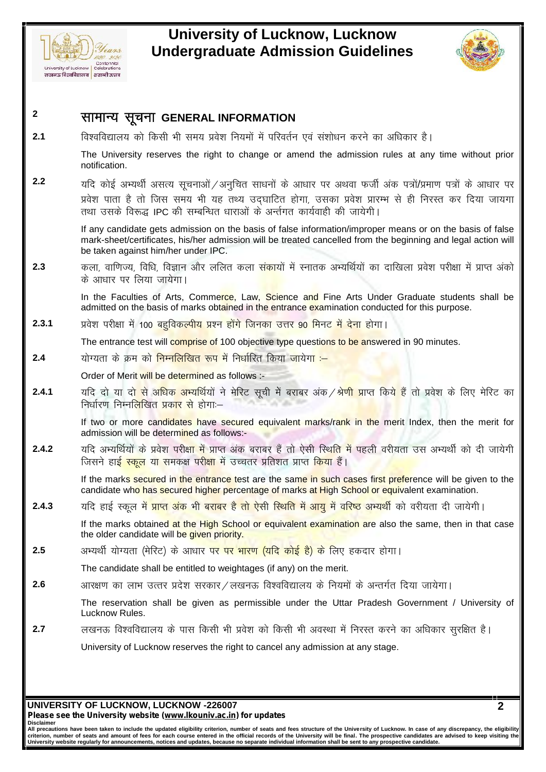## 2 सामान्य सूचना GENERAL INFORMATION

**2.1** विश्वविद्यालय को किसी भी समय प्रवेश नियमों में परिवर्तन एवं संशोधन करने का अधिकार है।

The University reserves the right to change or amend the admission rules at any time without prior notification.

**2.2** यदि कोई अभ्यर्थी असत्य सूचनाओं/अनुचित साधनों के आधार पर अथवा फर्जी अंक पत्रों/प्रमाण पत्रों के आधार पर प्रवेश पाता है तो जिस समय भी यह तथ्य उद्घाटित होगा, उसका प्रवेश प्रारम्भ से ही निरस्त कर दिया जायगा तथा उसके विरूद्ध IPC की सम्बन्धित धाराओं के अन्तर्गत कार्यवाही की जायेगी।

If any candidate gets admission on the basis of false information/improper means or on the basis of false mark-sheet/certificates, his/her admission will be treated cancelled from the beginning and legal action will be taken against him/her under IPC.

**2.3** कला, वाणिज्य, विधि, विज्ञान और ललित कला संकायों में स्नातक अभ्यर्थियों का दाखिला प्रवेश परीक्षा में प्राप्त अंको के आधार पर लिया जायेगा।

In the Faculties of Arts, Commerce, Law, Science and Fine Arts Under Graduate students shall be admitted on the basis of marks obtained in the entrance examination conducted for this purpose.

**2.3.1** प्रवेश परीक्षा में 100 बहुविकल्पीय प्रश्न होंगे जिनका उत्तर 90 मिनट में देना होगा।

The entrance test will comprise of 100 objective type questions to be answered in 90 minutes.

**2.4** योग्यता के क्रम को निम्नलिखित रूप में निर्धारित किया जायेगा :–

Order of Merit will be determined as follows :-

**2.4.1** यदि दो या दो से अधिक अभ्यर्थियों ने मेरिट सूची में बराबर अंक/श्रेणी प्राप्त किये हैं तो प्रवेश के लिए मेरिट का निर्धारण निम्नलिखित प्रकार से होगा:–

If two or more candidates have secured equivalent marks/rank in the merit Index, then the merit for admission will be determined as follows:-

**2.4.2** यदि अभ्यर्थियों के प्रवेश परीक्षा में प्राप्त अंक बराबर हैं तो ऐसी स्थिति में पहली वरीयता उस अभ्यर्थी को दी जायेगी जिसने हाई स्कूल या समकक्ष परीक्षा में उच्चतर प्रतिशत प्राप्त किया हैं।

If the marks secured in the entrance test are the same in such cases first preference will be given to the candidate who has secured higher percentage of marks at High School or equivalent examination.

**2.4.3** यदि हाई स्कूल में प्राप्त अंक भी बराबर है तो ऐसी स्थिति में आयु में वरिष्ठ अभ्यर्थी को वरीयता दी जायेगी।

If the marks obtained at the High School or equivalent examination are also the same, then in that case the older candidate will be given priority.

**2.5** अभ्यर्थी योग्यता (मेरिट) के आधार पर पर भारण (यदि कोई है) के लिए हकदार होगा।

The candidate shall be entitled to weightages (if any) on the merit.

**2.6** आरक्षण का लाभ उत्तर प्रदेश सरकार/लखनऊ विश्वविद्यालय के नियमों के अन्तर्गत दिया जायेगा।

The reservation shall be given as permissible under the Uttar Pradesh Government / University of Lucknow Rules.

**2.7** लखनऊ विश्वविद्यालय के पास किसी भी प्रवेश को किसी भी अवस्था में निरस्त करने का अधिकार सुरक्षित है।

University of Lucknow reserves the right to cancel any admission at any stage.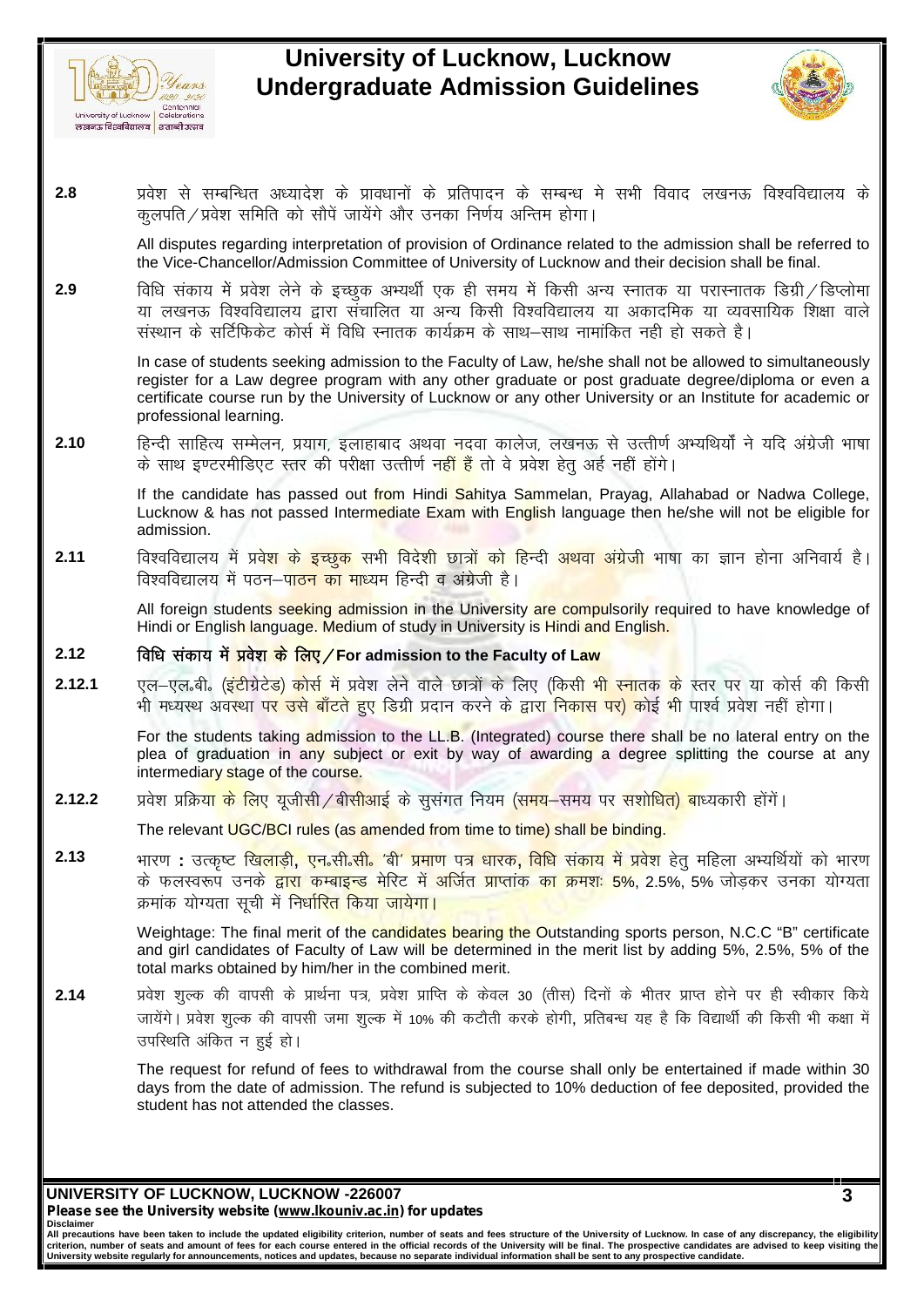**2.8** प्रवेश से सम्बन्धित अध्यादेश के प्रावधानों के प्रतिपादन के सम्बन्ध मे सभी विवाद लखनऊ विश्वविद्यालय के कुलपति / प्रवेश समिति को सौपें जायेंगे और उनका निर्णय अन्तिम होगा।

All disputes regarding interpretation of provision of Ordinance related to the admission shall be referred to the Vice-Chancellor/Admission Committee of University of Lucknow and their decision shall be final.

**2.9** विधि संकाय में प्रवेश लेने के इच्छुक अभ्यर्थी एक ही समय में किसी अन्य स्नातक या परास्नातक डिग्री / डिप्लोमा या लखनऊ विश्वविद्यालय द्वारा संचालित या अन्य किसी विश्वविद्यालय या अकादमिक या व्यवसायिक शिक्षा वाले संस्थान के सर्टिफिकेट कोर्स में विधि स्नातक कार्यक्रम के साथ–साथ नामांकित नही हो सकते है।

In case of students seeking admission to the Faculty of Law, he/she shall not be allowed to simultaneously register for a Law degree program with any other graduate or post graduate degree/diploma or even a certificate course run by the University of Lucknow or any other University or an Institute for academic or professional learning.

**2.10** हिन्दी साहित्य सम्मेलन, प्रयाग, इलाहाबाद अथवा नदवा कालेज, लखनऊ से उत्तीर्ण अभ्यर्थियों ने यदि अंग्रेजी भाषा के साथ इण्टरमीडिएट स्तर की परीक्षा उत्तीर्ण नहीं हैं तो वे प्रवेश हेतु अर्ह नहीं होंगे।

If the candidate has passed out from Hindi Sahitya Sammelan, Prayag, Allahabad or Nadwa College, Lucknow & has not passed Intermediate Exam with English language then he/she will not be eligible for admission.

**2.11** विश्वविद्यालय में प्रवेश के इच्छुक सभी विदेशी छात्रों को हिन्दी अथवा अंग्रेजी भाषा का ज्ञान होना अनिवार्य है। विश्वविद्यालय में पठन–पाठन का माध्यम हिन्दी व अंग्रेजी है।

All foreign students seeking admission in the University are compulsorily required to have knowledge of Hindi or English language. Medium of study in University is Hindi and English.

**2.12 विधि संकाय में प्रवेश के लिए / For admission to the Faculty of Law**

**2.12.1** एल–एल॰बी॰ (इंटीग्रेटेड) कोर्स में प्रवेश लेने वाले छात्रों के लिए (किसी भी स्नातक के स्तर पर या कोर्स की किसी भी मध्यस्थ अवस्था पर उसे बाँटते हुए डिग्री प्रदान करने के द्वारा निकास पर) कोई भी पार्श्व प्रवेश नहीं होगा।

For the students taking admission to the LL.B. (Integrated) course there shall be no lateral entry on the plea of graduation in any subject or exit by way of awarding a degree splitting the course at any intermediary stage of the course.

**2.12.2** प्रवेश प्रक्रिया के लिए यूजीसी / बीसीआई के सुसंगत नियम (समय–समय पर सशोधित) बाध्यकारी होंगें।

The relevant UGC/BCI rules (as amended from time to time) shall be binding.

**2.13** भारण : उत्कृष्ट खिलाड़ी, एन॰सी॰सी॰ 'बी' प्रमाण पत्र धारक, विधि संकाय में प्रवेश हेतु महिला अभ्यर्थियों को भारण के फलस्वरूप उनके द्वारा कम्बाइन्ड मेरिट में अर्जित प्राप्तांक का क्रमशः 5%, 2.5%, 5% जोड़कर उनका योग्यता क्रमांक योग्यता सूची में निर्धारित किया जायेगा।

Weightage: The final merit of the candidates bearing the Outstanding sports person, N.C.C "B" certificate and girl candidates of Faculty of Law will be determined in the merit list by adding 5%, 2.5%, 5% of the total marks obtained by him/her in the combined merit.

**2.14** प्रवेश शुल्क की वापसी के प्रार्थना पत्र, प्रवेश प्राप्ति के केवल 30 (तीस) दिनों के भीतर प्राप्त होने पर ही स्वीकार किये जायेंगे। प्रवेश शुल्क की वापसी जमा शुल्क में 10% की कटौती करके होगी, प्रतिबन्ध यह है कि विद्यार्थी की किसी भी कक्षा में उपस्थिति अंकित न हुई हो।

The request for refund of fees to withdrawal from the course shall only be entertained if made within 30 days from the date of admission. The refund is subjected to 10% deduction of fee deposited, provided the student has not attended the classes.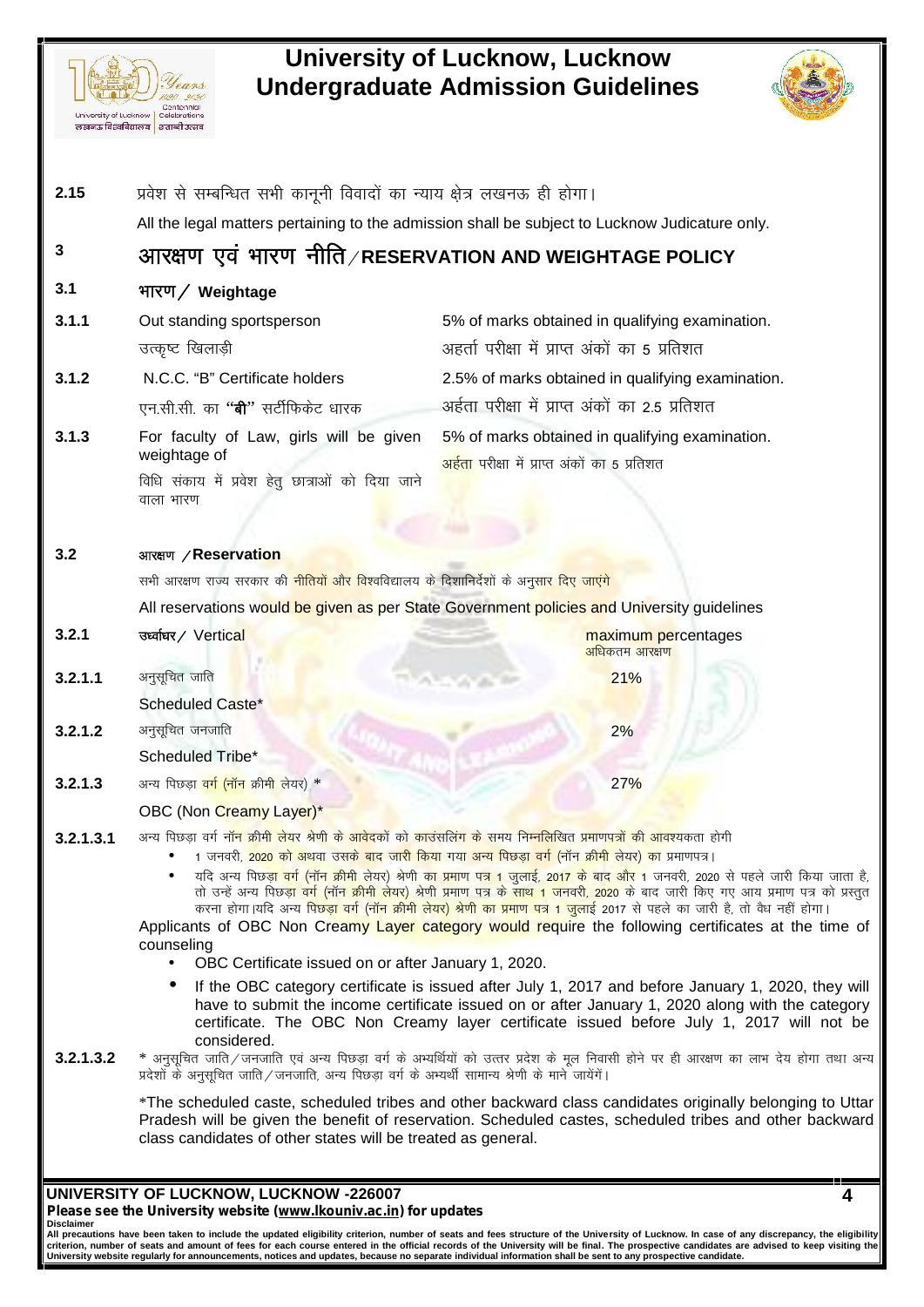**2.15** प्रवेश से सम्बन्धित सभी कानूनी विवादों का न्याय क्षेत्र लखनऊ ही होगा।

All the legal matters pertaining to the admission shall be subject to Lucknow Judicature only.

## 3 आरक्षण एवं भारण नीति / RESERVATION AND WEIGHTAGE POLICY

### 3.1 भारण / Weightage

| | | |
|---|---|---|
| 3.1.1 | Out standing sportsperson<br>उत्कृष्ट खिलाड़ी | 5% of marks obtained in qualifying examination.<br>अहर्ता परीक्षा में प्राप्त अंकों का 5 प्रतिशत |
| 3.1.2 | N.C.C. "B" Certificate holders<br>एन.सी.सी. का **"बी"** सर्टीफिकेट धारक | 2.5% of marks obtained in qualifying examination.<br>अर्हता परीक्षा में प्राप्त अंकों का 2.5 प्रतिशत |
| 3.1.3 | For faculty of Law, girls will be given weightage of<br>विधि संकाय में प्रवेश हेतु छात्राओं को दिया जाने वाला भारण | 5% of marks obtained in qualifying examination.<br>अर्हता परीक्षा में प्राप्त अंकों का 5 प्रतिशत |

### 3.2 आरक्षण / Reservation

सभी आरक्षण राज्य सरकार की नीतियों और विश्वविद्यालय के दिशानिर्देशों के अनुसार दिए जाएंगे

All reservations would be given as per State Government policies and University guidelines

| | | |
|---|---|---|
| 3.2.1 | उर्ध्वाधर / Vertical | maximum percentages<br>अधिकतम आरक्षण |
| 3.2.1.1 | अनुसूचित जाति<br>Scheduled Caste* | 21% |
| 3.2.1.2 | अनुसूचित जनजाति<br>Scheduled Tribe* | 2% |
| 3.2.1.3 | अन्य पिछड़ा वर्ग (नॉन क्रीमी लेयर) *<br>OBC (Non Creamy Layer)* | 27% |

**3.2.1.3.1** अन्य पिछड़ा वर्ग नॉन क्रीमी लेयर श्रेणी के आवेदकों को काउंसलिंग के समय निम्नलिखित प्रमाणपत्रों की आवश्यकता होगी

- 1 जनवरी, 2020 को अथवा उसके बाद जारी किया गया अन्य पिछड़ा वर्ग (नॉन क्रीमी लेयर) का प्रमाणपत्र।
- यदि अन्य पिछड़ा वर्ग (नॉन क्रीमी लेयर) श्रेणी का प्रमाण पत्र 1 जुलाई, 2017 के बाद और 1 जनवरी, 2020 से पहले जारी किया जाता है, तो उन्हें अन्य पिछड़ा वर्ग (नॉन क्रीमी लेयर) श्रेणी प्रमाण पत्र के साथ 1 जनवरी, 2020 के बाद जारी किए गए आय प्रमाण पत्र को प्रस्तुत करना होगा।यदि अन्य पिछड़ा वर्ग (नॉन क्रीमी लेयर) श्रेणी का प्रमाण पत्र 1 जुलाई 2017 से पहले का जारी है, तो वैध नहीं होगा।

Applicants of OBC Non Creamy Layer category would require the following certificates at the time of counseling

- OBC Certificate issued on or after January 1, 2020.
- If the OBC category certificate is issued after July 1, 2017 and before January 1, 2020, they will have to submit the income certificate issued on or after January 1, 2020 along with the category certificate. The OBC Non Creamy layer certificate issued before July 1, 2017 will not be considered.

**3.2.1.3.2** * अनुसूचित जाति/जनजाति एवं अन्य पिछड़ा वर्ग के अभ्यर्थियों को उत्तर प्रदेश के मूल निवासी होने पर ही आरक्षण का लाभ देय होगा तथा अन्य प्रदेशों के अनुसूचित जाति/जनजाति, अन्य पिछड़ा वर्ग के अभ्यर्थी सामान्य श्रेणी के माने जायेंगें।

*The scheduled caste, scheduled tribes and other backward class candidates originally belonging to Uttar Pradesh will be given the benefit of reservation. Scheduled castes, scheduled tribes and other backward class candidates of other states will be treated as general.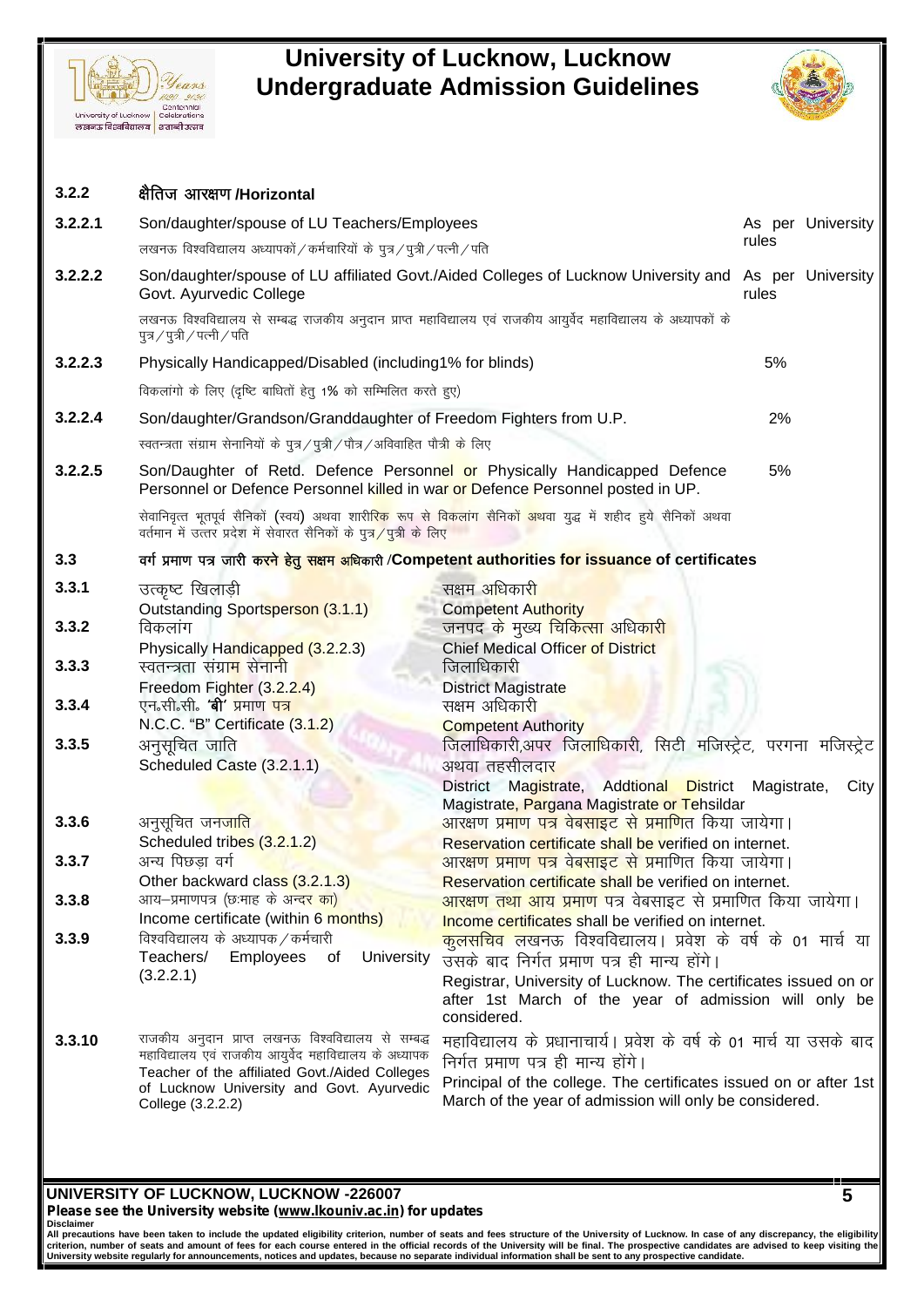### 3.2.2 क्षैतिज आरक्षण /Horizontal

| | | |
|---|---|---|
| 3.2.2.1 | Son/daughter/spouse of LU Teachers/Employees<br>लखनऊ विश्वविद्यालय अध्यापकों / कर्मचारियों के पुत्र / पुत्री / पत्नी / पति | As per University rules |
| 3.2.2.2 | Son/daughter/spouse of LU affiliated Govt./Aided Colleges of Lucknow University and Govt. Ayurvedic College<br>लखनऊ विश्वविद्यालय से सम्बद्ध राजकीय अनुदान प्राप्त महाविद्यालय एवं राजकीय आयुर्वेद महाविद्यालय के अध्यापकों के पुत्र / पुत्री / पत्नी / पति | As per University rules |
| 3.2.2.3 | Physically Handicapped/Disabled (including1% for blinds)<br>विकलांगो के लिए (दृष्टि बाधितों हेतु 1% को सम्मिलित करते हुए) | 5% |
| 3.2.2.4 | Son/daughter/Grandson/Granddaughter of Freedom Fighters from U.P.<br>स्वतन्त्रता संग्राम सेनानियों के पुत्र / पुत्री / पौत्र / अविवाहित पौत्री के लिए | 2% |
| 3.2.2.5 | Son/Daughter of Retd. Defence Personnel or Physically Handicapped Defence Personnel or Defence Personnel killed in war or Defence Personnel posted in UP.<br>सेवानिवृत्त भूतपूर्व सैनिकों (स्वय) अथवा शारीरिक रूप से विकलांग सैनिकों अथवा युद्ध में शहीद हुये सैनिकों अथवा वर्तमान में उत्तर प्रदेश में सेवारत सैनिकों के पुत्र / पुत्री के लिए | 5% |

### 3.3 वर्ग प्रमाण पत्र जारी करने हेतु सक्षम अधिकारी /Competent authorities for issuance of certificates

| | | |
|---|---|---|
| 3.3.1 | उत्कृष्ट खिलाड़ी<br>Outstanding Sportsperson (3.1.1) | सक्षम अधिकारी<br>Competent Authority |
| 3.3.2 | विकलांग<br>Physically Handicapped (3.2.2.3) | जनपद के मुख्य चिकित्सा अधिकारी<br>Chief Medical Officer of District |
| 3.3.3 | स्वतन्त्रता संग्राम सेनानी<br>Freedom Fighter (3.2.2.4) | जिलाधिकारी<br>District Magistrate |
| 3.3.4 | एन॰सी॰सी॰ 'बी' प्रमाण पत्र<br>N.C.C. "B" Certificate (3.1.2) | सक्षम अधिकारी<br>Competent Authority |
| 3.3.5 | अनुसूचित जाति<br>Scheduled Caste (3.2.1.1) | जिलाधिकारी,अपर जिलाधिकारी, सिटी मजिस्ट्रेट, परगना मजिस्ट्रेट अथवा तहसीलदार<br>District Magistrate, Addtional District Magistrate, City Magistrate, Pargana Magistrate or Tehsildar |
| 3.3.6 | अनुसूचित जनजाति<br>Scheduled tribes (3.2.1.2) | आरक्षण प्रमाण पत्र वेबसाइट से प्रमाणित किया जायेगा।<br>Reservation certificate shall be verified on internet. |
| 3.3.7 | अन्य पिछड़ा वर्ग<br>Other backward class (3.2.1.3) | आरक्षण प्रमाण पत्र वेबसाइट से प्रमाणित किया जायेगा।<br>Reservation certificate shall be verified on internet. |
| 3.3.8 | आय–प्रमाणपत्र (छःमाह के अन्दर का)<br>Income certificate (within 6 months) | आरक्षण तथा आय प्रमाण पत्र वेबसाइट से प्रमाणित किया जायेगा।<br>Income certificates shall be verified on internet. |
| 3.3.9 | विश्वविद्यालय के अध्यापक / कर्मचारी<br>Teachers/ Employees of University (3.2.2.1) | कुलसचिव लखनऊ विश्वविद्यालय। प्रवेश के वर्ष के 01 मार्च या उसके बाद निर्गत प्रमाण पत्र ही मान्य होंगे।<br>Registrar, University of Lucknow. The certificates issued on or after 1st March of the year of admission will only be considered. |
| 3.3.10 | राजकीय अनुदान प्राप्त लखनऊ विश्वविद्यालय से सम्बद्ध महाविद्यालय एवं राजकीय आयुर्वेद महाविद्यालय के अध्यापक<br>Teacher of the affiliated Govt./Aided Colleges of Lucknow University and Govt. Ayurvedic College (3.2.2.2) | महाविद्यालय के प्रधानाचार्य। प्रवेश के वर्ष के 01 मार्च या उसके बाद निर्गत प्रमाण पत्र ही मान्य होंगे।<br>Principal of the college. The certificates issued on or after 1st March of the year of admission will only be considered. |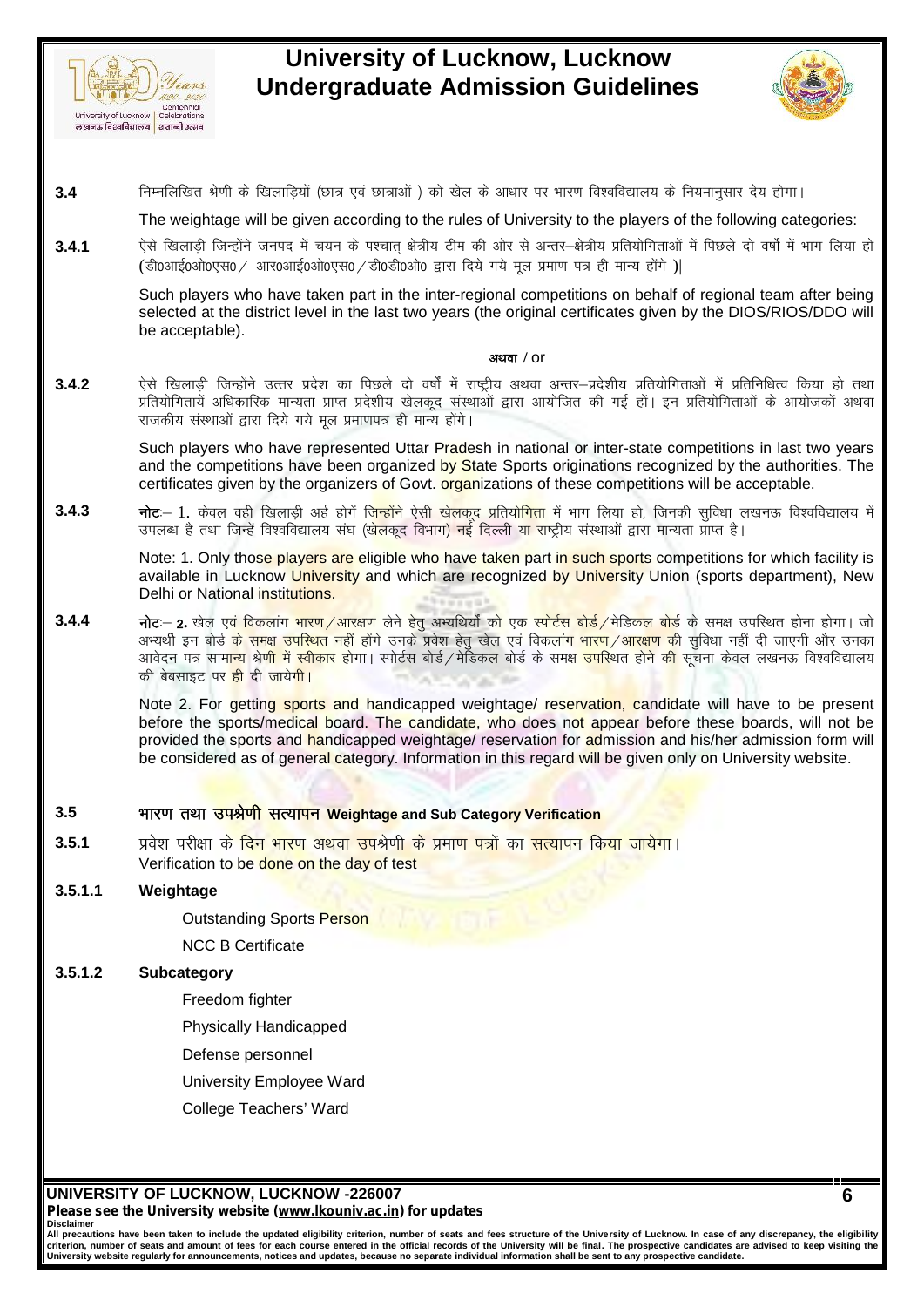**3.4** निम्नलिखित श्रेणी के खिलाड़ियों (छात्र एवं छात्राओं ) को खेल के आधार पर भारण विश्वविद्यालय के नियमानुसार देय होगा।

The weightage will be given according to the rules of University to the players of the following categories:

**3.4.1** ऐसे खिलाड़ी जिन्होंने जनपद में चयन के पश्चात् क्षेत्रीय टीम की ओर से अन्तर–क्षेत्रीय प्रतियोगिताओं में पिछले दो वर्षों में भाग लिया हो (डी0आई0ओ0एस0 / आर0आई0ओ0एस0 / डी0डी0ओ0 द्वारा दिये गये मूल प्रमाण पत्र ही मान्य होंगे )|

Such players who have taken part in the inter-regional competitions on behalf of regional team after being selected at the district level in the last two years (the original certificates given by the DIOS/RIOS/DDO will be acceptable).

अथवा / or

**3.4.2** ऐसे खिलाड़ी जिन्होंने उत्तर प्रदेश का पिछले दो वर्षों में राष्ट्रीय अथवा अन्तर–प्रदेशीय प्रतियोगिताओं में प्रतिनिधित्व किया हो तथा प्रतियोगितायें अधिकारिक मान्यता प्राप्त प्रदेशीय खेलकूद संस्थाओं द्वारा आयोजित की गई हों। इन प्रतियोगिताओं के आयोजकों अथवा राजकीय संस्थाओं द्वारा दिये गये मूल प्रमाणपत्र ही मान्य होंगे।

Such players who have represented Uttar Pradesh in national or inter-state competitions in last two years and the competitions have been organized by State Sports originations recognized by the authorities. The certificates given by the organizers of Govt. organizations of these competitions will be acceptable.

**3.4.3** **नोटः**– 1. केवल वही खिलाड़ी अर्ह होगें जिन्होंने ऐसी खेलकूद प्रतियोगिता में भाग लिया हो, जिनकी सुविधा लखनऊ विश्वविद्यालय में उपलब्ध है तथा जिन्हें विश्वविद्यालय संघ (खेलकूद विभाग) नई दिल्ली या राष्ट्रीय संस्थाओं द्वारा मान्यता प्राप्त है।

Note: 1. Only those players are eligible who have taken part in such sports competitions for which facility is available in Lucknow University and which are recognized by University Union (sports department), New Delhi or National institutions.

**3.4.4** **नोटः**– **2.** खेल एवं विकलांग भारण/आरक्षण लेने हेतु अभ्यर्थियों को एक स्पोर्टस बोर्ड/मेडिकल बोर्ड के समक्ष उपस्थित होना होगा। जो अभ्यर्थी इन बोर्ड के समक्ष उपस्थित नहीं होंगे उनके प्रवेश हेतु खेल एवं विकलांग भारण/आरक्षण की सुविधा नहीं दी जाएगी और उनका आवेदन पत्र सामान्य श्रेणी में स्वीकार होगा। स्पोर्टस बोर्ड/मेडिकल बोर्ड के समक्ष उपस्थित होने की सूचना केवल लखनऊ विश्वविद्यालय की बेबसाइट पर ही दी जायेगी।

Note 2. For getting sports and handicapped weightage/ reservation, candidate will have to be present before the sports/medical board. The candidate, who does not appear before these boards, will not be provided the sports and handicapped weightage/ reservation for admission and his/her admission form will be considered as of general category. Information in this regard will be given only on University website.

## 3.5 भारण तथा उपश्रेणी सत्यापन Weightage and Sub Category Verification

**3.5.1** प्रवेश परीक्षा के दिन भारण अथवा उपश्रेणी के प्रमाण पत्रों का सत्यापन किया जायेगा।
Verification to be done on the day of test

**3.5.1.1 Weightage**

- Outstanding Sports Person
- NCC B Certificate

**3.5.1.2 Subcategory**

- Freedom fighter
- Physically Handicapped
- Defense personnel
- University Employee Ward
- College Teachers' Ward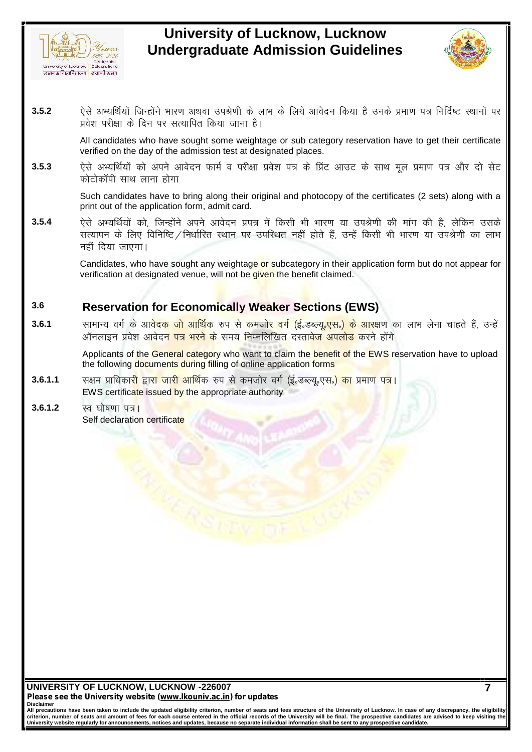**3.5.2** ऐसे अभ्यर्थियों जिन्होंने भारण अथवा उपश्रेणी के लाभ के लिये आवेदन किया है उनके प्रमाण पत्र निर्दिष्ट स्थानों पर प्रवेश परीक्षा के दिन पर सत्यापित किया जाना है।

All candidates who have sought some weightage or sub category reservation have to get their certificate verified on the day of the admission test at designated places.

**3.5.3** ऐसे अभ्यर्थियों को अपने आवेदन फार्म व परीक्षा प्रवेश पत्र के प्रिंट आउट के साथ मूल प्रमाण पत्र और दो सेट फोटोकॉपी साथ लाना होगा

Such candidates have to bring along their original and photocopy of the certificates (2 sets) along with a print out of the application form, admit card.

**3.5.4** ऐसे अभ्यर्थियों को, जिन्होंने अपने आवेदन प्रपत्र में किसी भी भारण या उपश्रेणी की मांग की है, लेकिन उसके सत्यापन के लिए विनिष्टि/निर्धारित स्थान पर उपस्थित नहीं होते हैं, उन्हें किसी भी भारण या उपश्रेणी का लाभ नहीं दिया जाएगा।

Candidates, who have sought any weightage or subcategory in their application form but do not appear for verification at designated venue, will not be given the benefit claimed.

## 3.6 Reservation for Economically Weaker Sections (EWS)

**3.6.1** सामान्य वर्ग के आवेदक जो आर्थिक रुप से कमजोर वर्ग (ई॰डब्ल्यू॰एस॰) के आरक्षण का लाभ लेना चाहते हैं, उन्हें ऑनलाइन प्रवेश आवेदन पत्र भरने के समय निम्नलिखित दस्तावेज अपलोड करने होंगे

Applicants of the General category who want to claim the benefit of the EWS reservation have to upload the following documents during filling of online application forms

**3.6.1.1** सक्षम प्राधिकारी द्वारा जारी आर्थिक रुप से कमजोर वर्ग (ई॰डब्ल्यू॰एस॰) का प्रमाण पत्र।
EWS certificate issued by the appropriate authority

**3.6.1.2** स्व घोषणा पत्र।
Self declaration certificate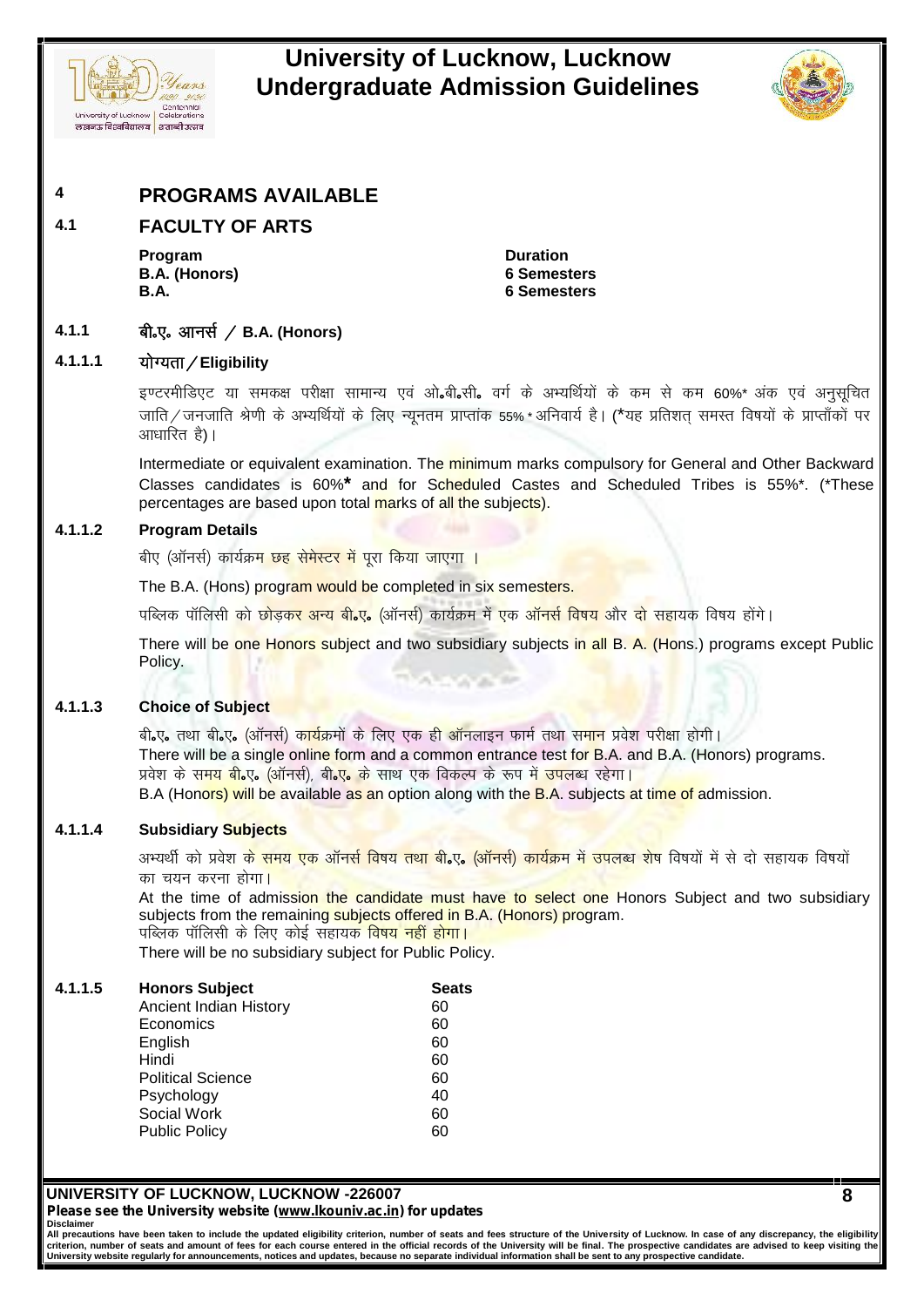# 4 PROGRAMS AVAILABLE

## 4.1 FACULTY OF ARTS

| Program | Duration |
|---|---|
| B.A. (Honors) | 6 Semesters |
| B.A. | 6 Semesters |

### 4.1.1 बी॰ए॰ आनर्स / B.A. (Honors)

#### 4.1.1.1 योग्यता/Eligibility

इण्टरमीडिएट या समकक्ष परीक्षा सामान्य एवं ओ॰बी॰सी॰ वर्ग के अभ्यर्थियों के कम से कम 60%* अंक एवं अनुसूचित जाति/जनजाति श्रेणी के अभ्यर्थियों के लिए न्यूनतम प्राप्तांक 55%* अनिवार्य है। (*यह प्रतिशत् समस्त विषयों के प्राप्ताँकों पर आधारित है)।

Intermediate or equivalent examination. The minimum marks compulsory for General and Other Backward Classes candidates is 60%* and for Scheduled Castes and Scheduled Tribes is 55%*. (*These percentages are based upon total marks of all the subjects).

#### 4.1.1.2 Program Details

बीए (ऑनर्स) कार्यक्रम छह सेमेस्टर में पूरा किया जाएगा ।

The B.A. (Hons) program would be completed in six semesters.

पब्लिक पॉलिसी को छोड़कर अन्य बी॰ए॰ (ऑनर्स) कार्यक्रम में एक ऑनर्स विषय और दो सहायक विषय होंगे।

There will be one Honors subject and two subsidiary subjects in all B. A. (Hons.) programs except Public Policy.

#### 4.1.1.3 Choice of Subject

बी॰ए॰ तथा बी॰ए॰ (ऑनर्स) कार्यक्रमों के लिए एक ही ऑनलाइन फार्म तथा समान प्रवेश परीक्षा होगी।

There will be a single online form and a common entrance test for B.A. and B.A. (Honors) programs.

प्रवेश के समय बी॰ए॰ (ऑनर्स), बी॰ए॰ के साथ एक विकल्प के रूप में उपलब्ध रहेगा।

B.A (Honors) will be available as an option along with the B.A. subjects at time of admission.

#### 4.1.1.4 Subsidiary Subjects

अभ्यर्थी को प्रवेश के समय एक ऑनर्स विषय तथा बी॰ए॰ (ऑनर्स) कार्यक्रम में उपलब्ध शेष विषयों में से दो सहायक विषयों का चयन करना होगा।

At the time of admission the candidate must have to select one Honors Subject and two subsidiary subjects from the remaining subjects offered in B.A. (Honors) program.

पब्लिक पॉलिसी के लिए कोई सहायक विषय नहीं होगा।

There will be no subsidiary subject for Public Policy.

#### 4.1.1.5

| Honors Subject | Seats |
|---|---|
| Ancient Indian History | 60 |
| Economics | 60 |
| English | 60 |
| Hindi | 60 |
| Political Science | 60 |
| Psychology | 40 |
| Social Work | 60 |
| Public Policy | 60 |

**UNIVERSITY OF LUCKNOW, LUCKNOW -226007**
**Please see the University website (www.lkouniv.ac.in) for updates**

**Disclaimer**
**All precautions have been taken to include the updated eligibility criterion, number of seats and fees structure of the University of Lucknow. In case of any discrepancy, the eligibility criterion, number of seats and amount of fees for each course entered in the official records of the University will be final. The prospective candidates are advised to keep visiting the University website regularly for announcements, notices and updates, because no separate individual information shall be sent to any prospective candidate.**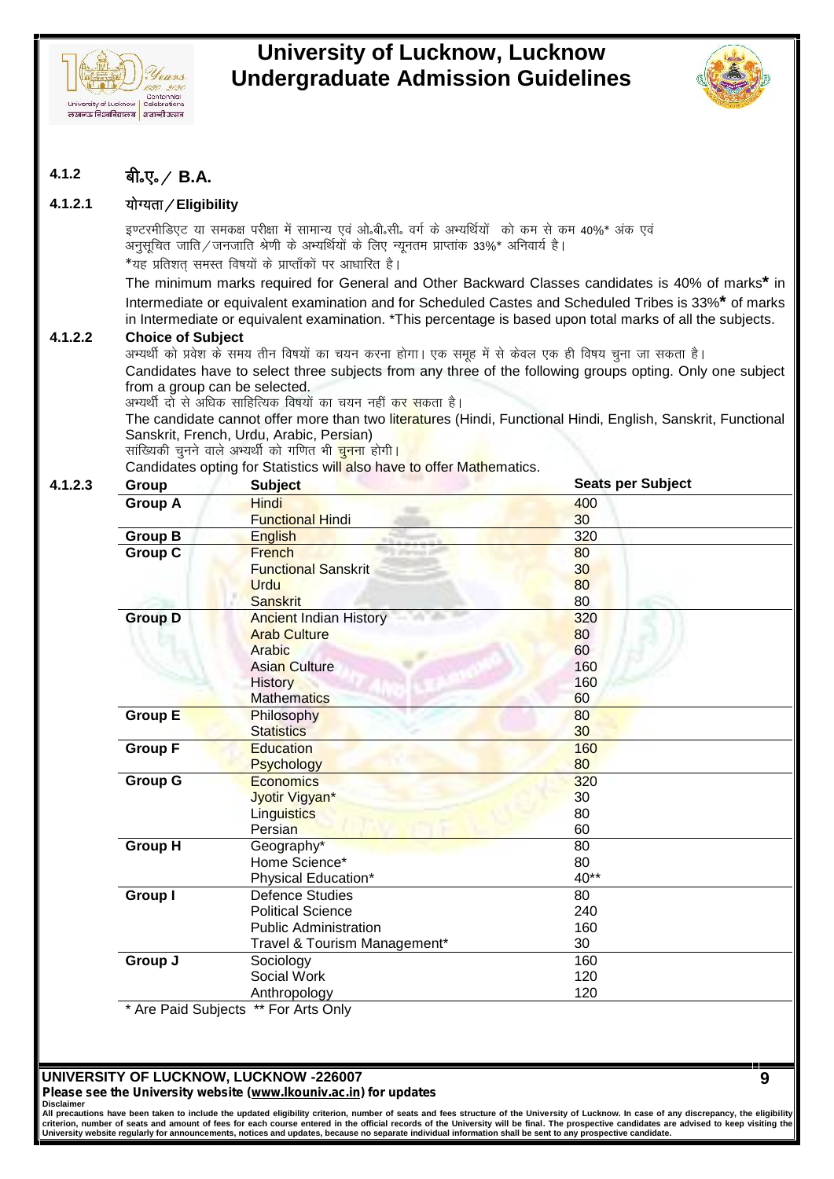### 4.1.2 बी॰ए॰ / B.A.

#### 4.1.2.1 योग्यता / Eligibility

इण्टरमीडिएट या समकक्ष परीक्षा में सामान्य एवं ओ॰बी॰सी॰ वर्ग के अभ्यर्थियों को कम से कम 40%* अंक एवं अनुसूचित जाति / जनजाति श्रेणी के अभ्यर्थियों के लिए न्यूनतम प्राप्तांक 33%* अनिवार्य है।

*यह प्रतिशत् समस्त विषयों के प्राप्तॉकों पर आधारित है।

The minimum marks required for General and Other Backward Classes candidates is 40% of marks* in Intermediate or equivalent examination and for Scheduled Castes and Scheduled Tribes is 33%* of marks in Intermediate or equivalent examination. *This percentage is based upon total marks of all the subjects.

#### 4.1.2.2 Choice of Subject

अभ्यर्थी को प्रवेश के समय तीन विषयों का चयन करना होगा। एक समूह में से केवल एक ही विषय चुना जा सकता है।

Candidates have to select three subjects from any three of the following groups opting. Only one subject from a group can be selected.

अभ्यर्थी दो से अधिक साहित्यिक विषयों का चयन नहीं कर सकता है।

The candidate cannot offer more than two literatures (Hindi, Functional Hindi, English, Sanskrit, Functional Sanskrit, French, Urdu, Arabic, Persian)

सांख्यिकी चुनने वाले अभ्यर्थी को गणित भी चुनना होगी।

Candidates opting for Statistics will also have to offer Mathematics.

#### 4.1.2.3

| Group | Subject | Seats per Subject |
|---|---|---|
| **Group A** | Hindi | 400 |
| | Functional Hindi | 30 |
| **Group B** | English | 320 |
| **Group C** | French | 80 |
| | Functional Sanskrit | 30 |
| | Urdu | 80 |
| | Sanskrit | 80 |
| **Group D** | Ancient Indian History | 320 |
| | Arab Culture | 80 |
| | Arabic | 60 |
| | Asian Culture | 160 |
| | History | 160 |
| | Mathematics | 60 |
| **Group E** | Philosophy | 80 |
| | Statistics | 30 |
| **Group F** | Education | 160 |
| | Psychology | 80 |
| **Group G** | Economics | 320 |
| | Jyotir Vigyan* | 30 |
| | Linguistics | 80 |
| | Persian | 60 |
| **Group H** | Geography* | 80 |
| | Home Science* | 80 |
| | Physical Education* | 40** |
| **Group I** | Defence Studies | 80 |
| | Political Science | 240 |
| | Public Administration | 160 |
| | Travel & Tourism Management* | 30 |
| **Group J** | Sociology | 160 |
| | Social Work | 120 |
| | Anthropology | 120 |

\* Are Paid Subjects ** For Arts Only

**UNIVERSITY OF LUCKNOW, LUCKNOW -226007**

**Please see the University website (www.lkouniv.ac.in) for updates**

**Disclaimer**

**All precautions have been taken to include the updated eligibility criterion, number of seats and fees structure of the University of Lucknow. In case of any discrepancy, the eligibility criterion, number of seats and amount of fees for each course entered in the official records of the University will be final. The prospective candidates are advised to keep visiting the University website regularly for announcements, notices and updates, because no separate individual information shall be sent to any prospective candidate.**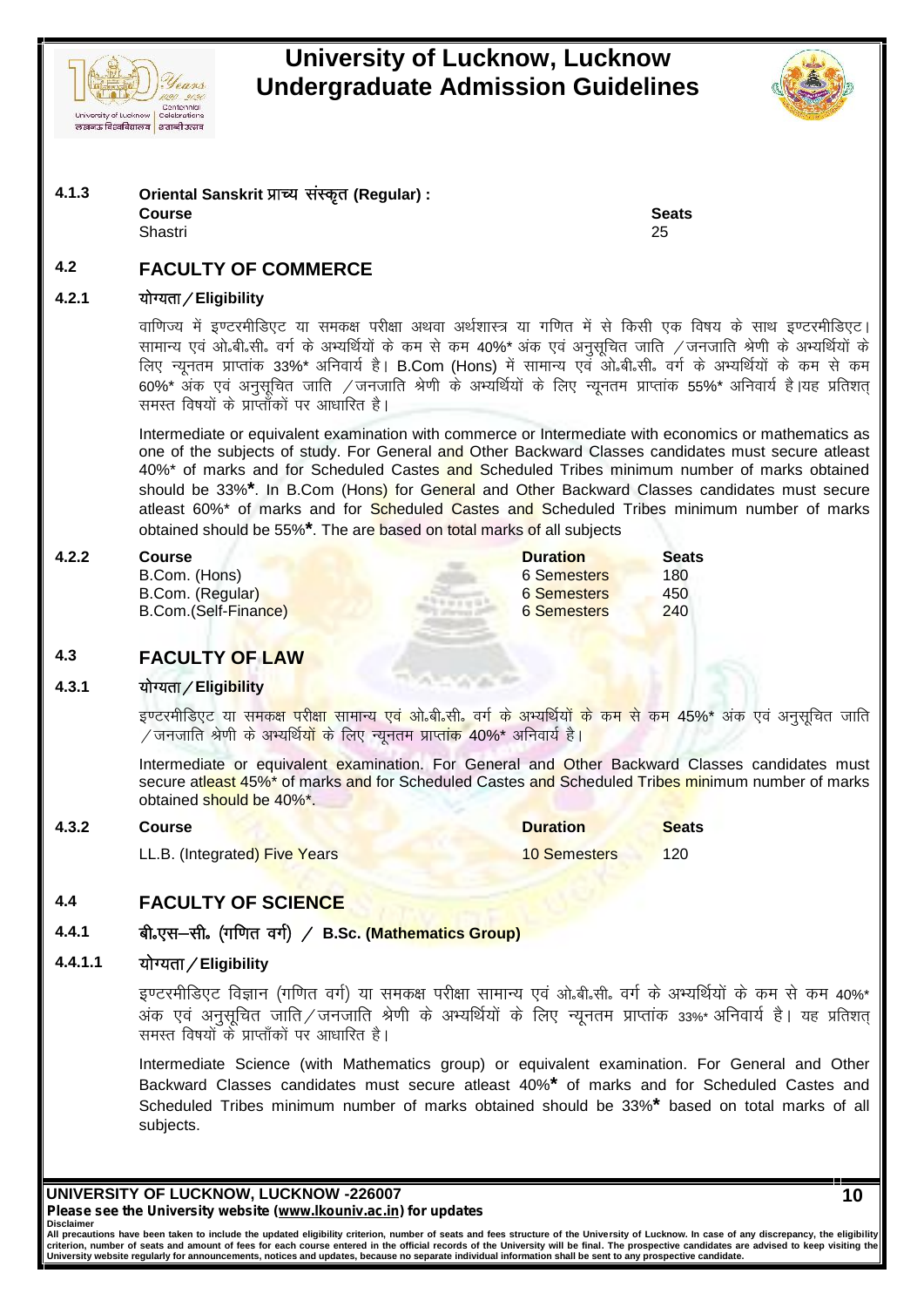### 4.1.3 Oriental Sanskrit प्राच्य संस्कृत (Regular) :

| Course | Seats |
|---|---|
| Shastri | 25 |

## 4.2 FACULTY OF COMMERCE

### 4.2.1 योग्यता / Eligibility

वाणिज्य में इण्टरमीडिएट या समकक्ष परीक्षा अथवा अर्थशास्त्र या गणित में से किसी एक विषय के साथ इण्टरमीडिएट। सामान्य एवं ओ॰बी॰सी॰ वर्ग के अभ्यर्थियों के कम से कम 40%* अंक एवं अनुसूचित जाति /जनजाति श्रेणी के अभ्यर्थियों के लिए न्यूनतम प्राप्तांक 33%* अनिवार्य है। B.Com (Hons) में सामान्य एवं ओ॰बी॰सी॰ वर्ग के अभ्यर्थियों के कम से कम 60%* अंक एवं अनुसूचित जाति /जनजाति श्रेणी के अभ्यर्थियों के लिए न्यूनतम प्राप्तांक 55%* अनिवार्य है।यह प्रतिशत् समस्त विषयों के प्राप्तांकों पर आधारित है।

Intermediate or equivalent examination with commerce or Intermediate with economics or mathematics as one of the subjects of study. For General and Other Backward Classes candidates must secure atleast 40%* of marks and for Scheduled Castes and Scheduled Tribes minimum number of marks obtained should be 33%**. In B.Com (Hons) for General and Other Backward Classes candidates must secure atleast 60%* of marks and for Scheduled Castes and Scheduled Tribes minimum number of marks obtained should be 55%**. The are based on total marks of all subjects

### 4.2.2

| Course | Duration | Seats |
|---|---|---|
| B.Com. (Hons) | 6 Semesters | 180 |
| B.Com. (Regular) | 6 Semesters | 450 |
| B.Com.(Self-Finance) | 6 Semesters | 240 |

## 4.3 FACULTY OF LAW

### 4.3.1 योग्यता / Eligibility

इण्टरमीडिएट या समकक्ष परीक्षा सामान्य एवं ओ॰बी॰सी॰ वर्ग के अभ्यर्थियों के कम से कम 45%* अंक एवं अनुसूचित जाति /जनजाति श्रेणी के अभ्यर्थियों के लिए न्यूनतम प्राप्तांक 40%* अनिवार्य है।

Intermediate or equivalent examination. For General and Other Backward Classes candidates must secure atleast 45%* of marks and for Scheduled Castes and Scheduled Tribes minimum number of marks obtained should be 40%*.

### 4.3.2

| Course | Duration | Seats |
|---|---|---|
| LL.B. (Integrated) Five Years | 10 Semesters | 120 |

## 4.4 FACULTY OF SCIENCE

### 4.4.1 बी॰एस–सी॰ (गणित वर्ग) / B.Sc. (Mathematics Group)

#### 4.4.1.1 योग्यता / Eligibility

इण्टरमीडिएट विज्ञान (गणित वर्ग) या समकक्ष परीक्षा सामान्य एवं ओ॰बी॰सी॰ वर्ग के अभ्यर्थियों के कम से कम 40%* अंक एवं अनुसूचित जाति/जनजाति श्रेणी के अभ्यर्थियों के लिए न्यूनतम प्राप्तांक 33%* अनिवार्य है। यह प्रतिशत् समस्त विषयों के प्राप्तांकों पर आधारित है।

Intermediate Science (with Mathematics group) or equivalent examination. For General and Other Backward Classes candidates must secure atleast 40%* of marks and for Scheduled Castes and Scheduled Tribes minimum number of marks obtained should be 33%* based on total marks of all subjects.

**UNIVERSITY OF LUCKNOW, LUCKNOW -226007**
**Please see the University website (www.lkouniv.ac.in) for updates**

**Disclaimer**
**All precautions have been taken to include the updated eligibility criterion, number of seats and fees structure of the University of Lucknow. In case of any discrepancy, the eligibility criterion, number of seats and amount of fees for each course entered in the official records of the University will be final. The prospective candidates are advised to keep visiting the University website regularly for announcements, notices and updates, because no separate individual information shall be sent to any prospective candidate.**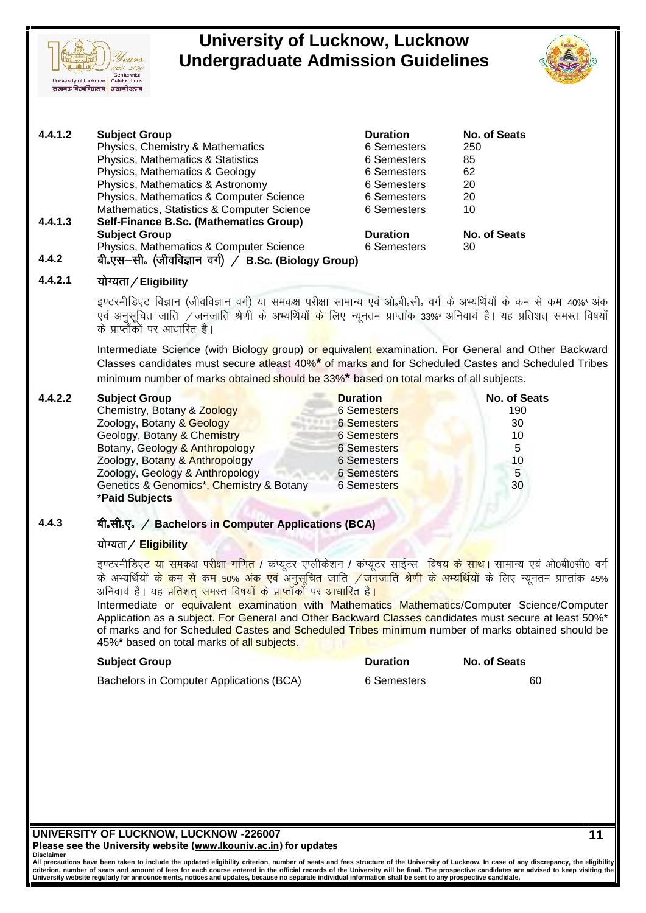**4.4.1.2**

| Subject Group | Duration | No. of Seats |
|---|---|---|
| Physics, Chemistry & Mathematics | 6 Semesters | 250 |
| Physics, Mathematics & Statistics | 6 Semesters | 85 |
| Physics, Mathematics & Geology | 6 Semesters | 62 |
| Physics, Mathematics & Astronomy | 6 Semesters | 20 |
| Physics, Mathematics & Computer Science | 6 Semesters | 20 |
| Mathematics, Statistics & Computer Science | 6 Semesters | 10 |

**4.4.1.3 Self-Finance B.Sc. (Mathematics Group)**

| Subject Group | Duration | No. of Seats |
|---|---|---|
| Physics, Mathematics & Computer Science | 6 Semesters | 30 |

**4.4.2 बी॰एस–सी॰ (जीवविज्ञान वर्ग) / B.Sc. (Biology Group)**

**4.4.2.1 योग्यता / Eligibility**

इण्टरमीडिएट विज्ञान (जीवविज्ञान वर्ग) या समकक्ष परीक्षा सामान्य एवं ओ॰बी॰सी॰ वर्ग के अभ्यर्थियों के कम से कम 40%* अंक एवं अनुसूचित जाति /जनजाति श्रेणी के अभ्यर्थियों के लिए न्यूनतम प्राप्तांक 33%* अनिवार्य है। यह प्रतिशत् समस्त विषयों के प्राप्ताँकों पर आधारित है।

Intermediate Science (with Biology group) or equivalent examination. For General and Other Backward Classes candidates must secure atleast 40%* of marks and for Scheduled Castes and Scheduled Tribes minimum number of marks obtained should be 33%* based on total marks of all subjects.

**4.4.2.2**

| Subject Group | Duration | No. of Seats |
|---|---|---|
| Chemistry, Botany & Zoology | 6 Semesters | 190 |
| Zoology, Botany & Geology | 6 Semesters | 30 |
| Geology, Botany & Chemistry | 6 Semesters | 10 |
| Botany, Geology & Anthropology | 6 Semesters | 5 |
| Zoology, Botany & Anthropology | 6 Semesters | 10 |
| Zoology, Geology & Anthropology | 6 Semesters | 5 |
| Genetics & Genomics*, Chemistry & Botany | 6 Semesters | 30 |

*__Paid Subjects__

**4.4.3 बी॰सी॰ए॰ / Bachelors in Computer Applications (BCA)**

**योग्यता / Eligibility**

इण्टरमीडिएट या समकक्ष परीक्षा गणित / कंप्यूटर एप्लीकेशन / कंप्यूटर साईन्स विषय के साथ। सामान्य एवं ओ0बी0सी0 वर्ग के अभ्यर्थियों के कम से कम 50% अंक एवं अनुसूचित जाति /जनजाति श्रेणी के अभ्यर्थियों के लिए न्यूनतम प्राप्तांक 45% अनिवार्य है। यह प्रतिशत् समस्त विषयों के प्राप्ताँकों पर आधारित है।

Intermediate or equivalent examination with Mathematics Mathematics/Computer Science/Computer Application as a subject. For General and Other Backward Classes candidates must secure at least 50%* of marks and for Scheduled Castes and Scheduled Tribes minimum number of marks obtained should be 45%* based on total marks of all subjects.

| Subject Group | Duration | No. of Seats |
|---|---|---|
| Bachelors in Computer Applications (BCA) | 6 Semesters | 60 |

**UNIVERSITY OF LUCKNOW, LUCKNOW -226007**

**Please see the University website (www.lkouniv.ac.in) for updates**

**Disclaimer**

**All precautions have been taken to include the updated eligibility criterion, number of seats and fees structure of the University of Lucknow. In case of any discrepancy, the eligibility criterion, number of seats and amount of fees for each course entered in the official records of the University will be final. The prospective candidates are advised to keep visiting the University website regularly for announcements, notices and updates, because no separate individual information shall be sent to any prospective candidate.**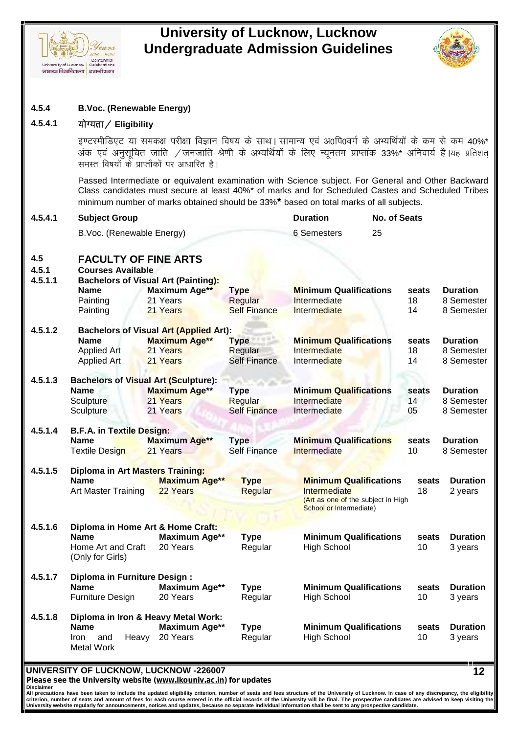### 4.5.4 B.Voc. (Renewable Energy)

#### 4.5.4.1 योग्यता / Eligibility

इण्टरमीडिएट या समकक्ष परीक्षा विज्ञान विषय के साथ। सामान्य एवं अ0पि0वर्ग के अभ्यर्थियों के कम से कम 40%* अंक एवं अनुसूचित जाति /जनजाति श्रेणी के अभ्यर्थियों के लिए न्यूनतम प्राप्तांक 33%* अनिवार्य है।यह प्रतिशत् समस्त विषयों के प्राप्ताँकों पर आधारित है।

Passed Intermediate or equivalent examination with Science subject. For General and Other Backward Class candidates must secure at least 40%* of marks and for Scheduled Castes and Scheduled Tribes minimum number of marks obtained should be 33%* based on total marks of all subjects.

#### 4.5.4.1

| Subject Group | Duration | No. of Seats |
|---|---|---|
| B.Voc. (Renewable Energy) | 6 Semesters | 25 |

## 4.5 FACULTY OF FINE ARTS

### 4.5.1 Courses Available

#### 4.5.1.1 Bachelors of Visual Art (Painting):

| Name | Maximum Age** | Type | Minimum Qualifications | seats | Duration |
|---|---|---|---|---|---|
| Painting | 21 Years | Regular | Intermediate | 18 | 8 Semester |
| Painting | 21 Years | Self Finance | Intermediate | 14 | 8 Semester |

#### 4.5.1.2 Bachelors of Visual Art (Applied Art):

| Name | Maximum Age** | Type | Minimum Qualifications | seats | Duration |
|---|---|---|---|---|---|
| Applied Art | 21 Years | Regular | Intermediate | 18 | 8 Semester |
| Applied Art | 21 Years | Self Finance | Intermediate | 14 | 8 Semester |

#### 4.5.1.3 Bachelors of Visual Art (Sculpture):

| Name | Maximum Age** | Type | Minimum Qualifications | seats | Duration |
|---|---|---|---|---|---|
| Sculpture | 21 Years | Regular | Intermediate | 14 | 8 Semester |
| Sculpture | 21 Years | Self Finance | Intermediate | 05 | 8 Semester |

#### 4.5.1.4 B.F.A. in Textile Design:

| Name | Maximum Age** | Type | Minimum Qualifications | seats | Duration |
|---|---|---|---|---|---|
| Textile Design | 21 Years | Self Finance | Intermediate | 10 | 8 Semester |

#### 4.5.1.5 Diploma in Art Masters Training:

| Name | Maximum Age** | Type | Minimum Qualifications | seats | Duration |
|---|---|---|---|---|---|
| Art Master Training | 22 Years | Regular | Intermediate (Art as one of the subject in High School or Intermediate) | 18 | 2 years |

#### 4.5.1.6 Diploma in Home Art & Home Craft:

| Name | Maximum Age** | Type | Minimum Qualifications | seats | Duration |
|---|---|---|---|---|---|
| Home Art and Craft (Only for Girls) | 20 Years | Regular | High School | 10 | 3 years |

#### 4.5.1.7 Diploma in Furniture Design :

| Name | Maximum Age** | Type | Minimum Qualifications | seats | Duration |
|---|---|---|---|---|---|
| Furniture Design | 20 Years | Regular | High School | 10 | 3 years |

#### 4.5.1.8 Diploma in Iron & Heavy Metal Work:

| Name | Maximum Age** | Type | Minimum Qualifications | seats | Duration |
|---|---|---|---|---|---|
| Iron and Heavy Metal Work | 20 Years | Regular | High School | 10 | 3 years |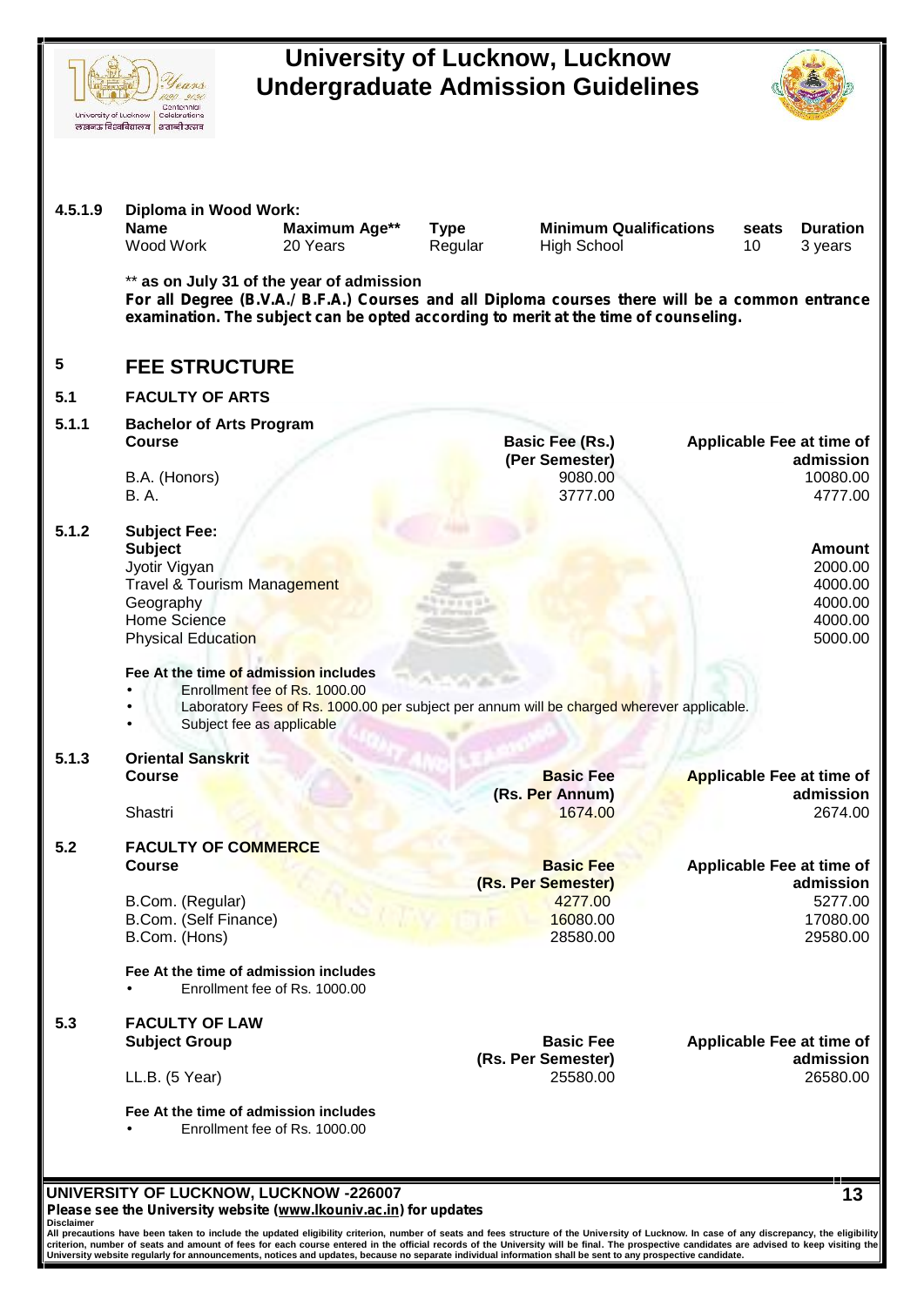**4.5.1.9 Diploma in Wood Work:**

| Name | Maximum Age** | Type | Minimum Qualifications | seats | Duration |
|---|---|---|---|---|---|
| Wood Work | 20 Years | Regular | High School | 10 | 3 years |

** as on July 31 of the year of admission

**For all Degree (B.V.A./ B.F.A.) Courses and all Diploma courses there will be a common entrance examination. The subject can be opted according to merit at the time of counseling.**

# 5 FEE STRUCTURE

## 5.1 FACULTY OF ARTS

### 5.1.1 Bachelor of Arts Program

| Course | Basic Fee (Rs.) (Per Semester) | Applicable Fee at time of admission |
|---|---|---|
| B.A. (Honors) | 9080.00 | 10080.00 |
| B. A. | 3777.00 | 4777.00 |

### 5.1.2 Subject Fee:

| Subject | Amount |
|---|---|
| Jyotir Vigyan | 2000.00 |
| Travel & Tourism Management | 4000.00 |
| Geography | 4000.00 |
| Home Science | 4000.00 |
| Physical Education | 5000.00 |

**Fee At the time of admission includes**

- Enrollment fee of Rs. 1000.00
- Laboratory Fees of Rs. 1000.00 per subject per annum will be charged wherever applicable.
- Subject fee as applicable

### 5.1.3 Oriental Sanskrit

| Course | Basic Fee (Rs. Per Annum) | Applicable Fee at time of admission |
|---|---|---|
| Shastri | 1674.00 | 2674.00 |

## 5.2 FACULTY OF COMMERCE

| Course | Basic Fee (Rs. Per Semester) | Applicable Fee at time of admission |
|---|---|---|
| B.Com. (Regular) | 4277.00 | 5277.00 |
| B.Com. (Self Finance) | 16080.00 | 17080.00 |
| B.Com. (Hons) | 28580.00 | 29580.00 |

**Fee At the time of admission includes**

- Enrollment fee of Rs. 1000.00

## 5.3 FACULTY OF LAW

| Subject Group | Basic Fee (Rs. Per Semester) | Applicable Fee at time of admission |
|---|---|---|
| LL.B. (5 Year) | 25580.00 | 26580.00 |

**Fee At the time of admission includes**

- Enrollment fee of Rs. 1000.00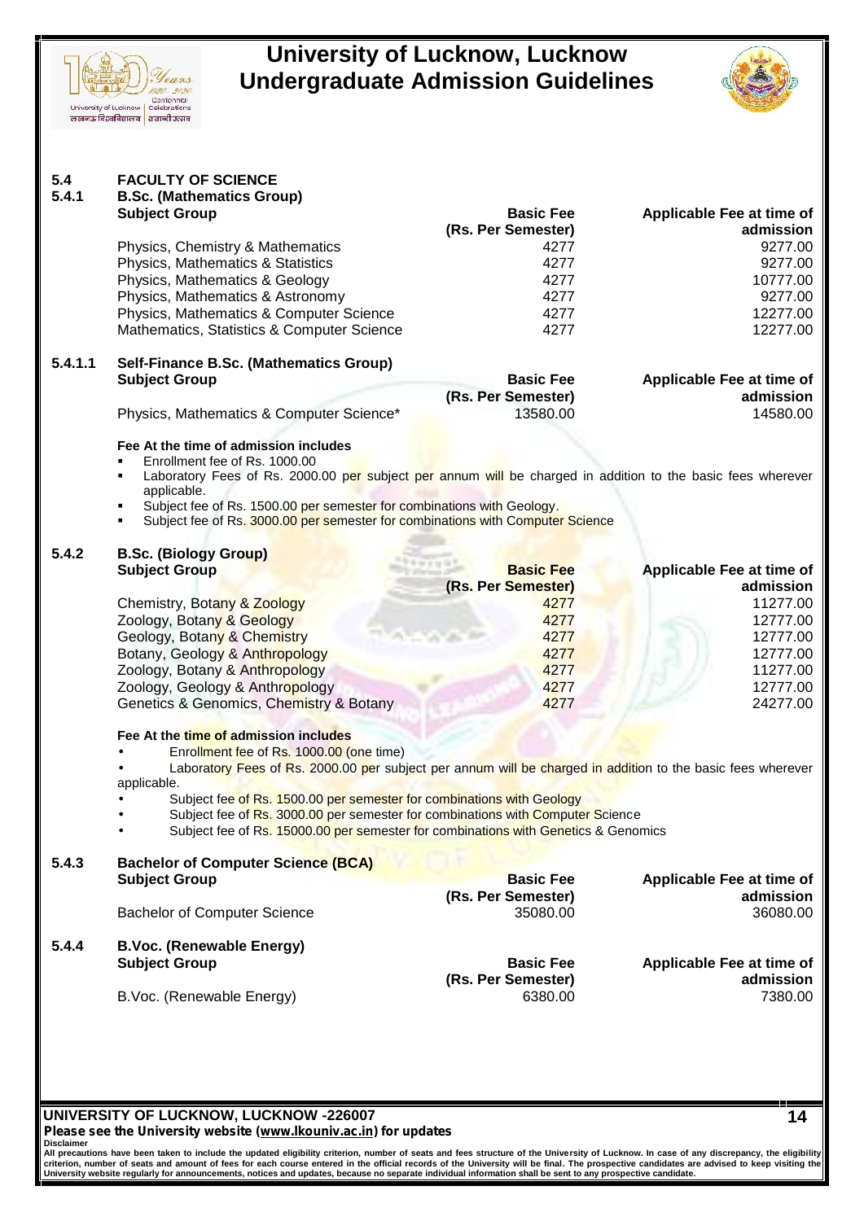## 5.4 FACULTY OF SCIENCE

### 5.4.1 B.Sc. (Mathematics Group)

| Subject Group | Basic Fee (Rs. Per Semester) | Applicable Fee at time of admission |
|---|---|---|
| Physics, Chemistry & Mathematics | 4277 | 9277.00 |
| Physics, Mathematics & Statistics | 4277 | 9277.00 |
| Physics, Mathematics & Geology | 4277 | 10777.00 |
| Physics, Mathematics & Astronomy | 4277 | 9277.00 |
| Physics, Mathematics & Computer Science | 4277 | 12277.00 |
| Mathematics, Statistics & Computer Science | 4277 | 12277.00 |

### 5.4.1.1 Self-Finance B.Sc. (Mathematics Group)

| Subject Group | Basic Fee (Rs. Per Semester) | Applicable Fee at time of admission |
|---|---|---|
| Physics, Mathematics & Computer Science* | 13580.00 | 14580.00 |

**Fee At the time of admission includes**

- Enrollment fee of Rs. 1000.00
- Laboratory Fees of Rs. 2000.00 per subject per annum will be charged in addition to the basic fees wherever applicable.
- Subject fee of Rs. 1500.00 per semester for combinations with Geology.
- Subject fee of Rs. 3000.00 per semester for combinations with Computer Science

### 5.4.2 B.Sc. (Biology Group)

| Subject Group | Basic Fee (Rs. Per Semester) | Applicable Fee at time of admission |
|---|---|---|
| Chemistry, Botany & Zoology | 4277 | 11277.00 |
| Zoology, Botany & Geology | 4277 | 12777.00 |
| Geology, Botany & Chemistry | 4277 | 12777.00 |
| Botany, Geology & Anthropology | 4277 | 12777.00 |
| Zoology, Botany & Anthropology | 4277 | 11277.00 |
| Zoology, Geology & Anthropology | 4277 | 12777.00 |
| Genetics & Genomics, Chemistry & Botany | 4277 | 24277.00 |

**Fee At the time of admission includes**

- Enrollment fee of Rs. 1000.00 (one time)
- Laboratory Fees of Rs. 2000.00 per subject per annum will be charged in addition to the basic fees wherever applicable.
- Subject fee of Rs. 1500.00 per semester for combinations with Geology
- Subject fee of Rs. 3000.00 per semester for combinations with Computer Science
- Subject fee of Rs. 15000.00 per semester for combinations with Genetics & Genomics

### 5.4.3 Bachelor of Computer Science (BCA)

| Subject Group | Basic Fee (Rs. Per Semester) | Applicable Fee at time of admission |
|---|---|---|
| Bachelor of Computer Science | 35080.00 | 36080.00 |

### 5.4.4 B.Voc. (Renewable Energy)

| Subject Group | Basic Fee (Rs. Per Semester) | Applicable Fee at time of admission |
|---|---|---|
| B.Voc. (Renewable Energy) | 6380.00 | 7380.00 |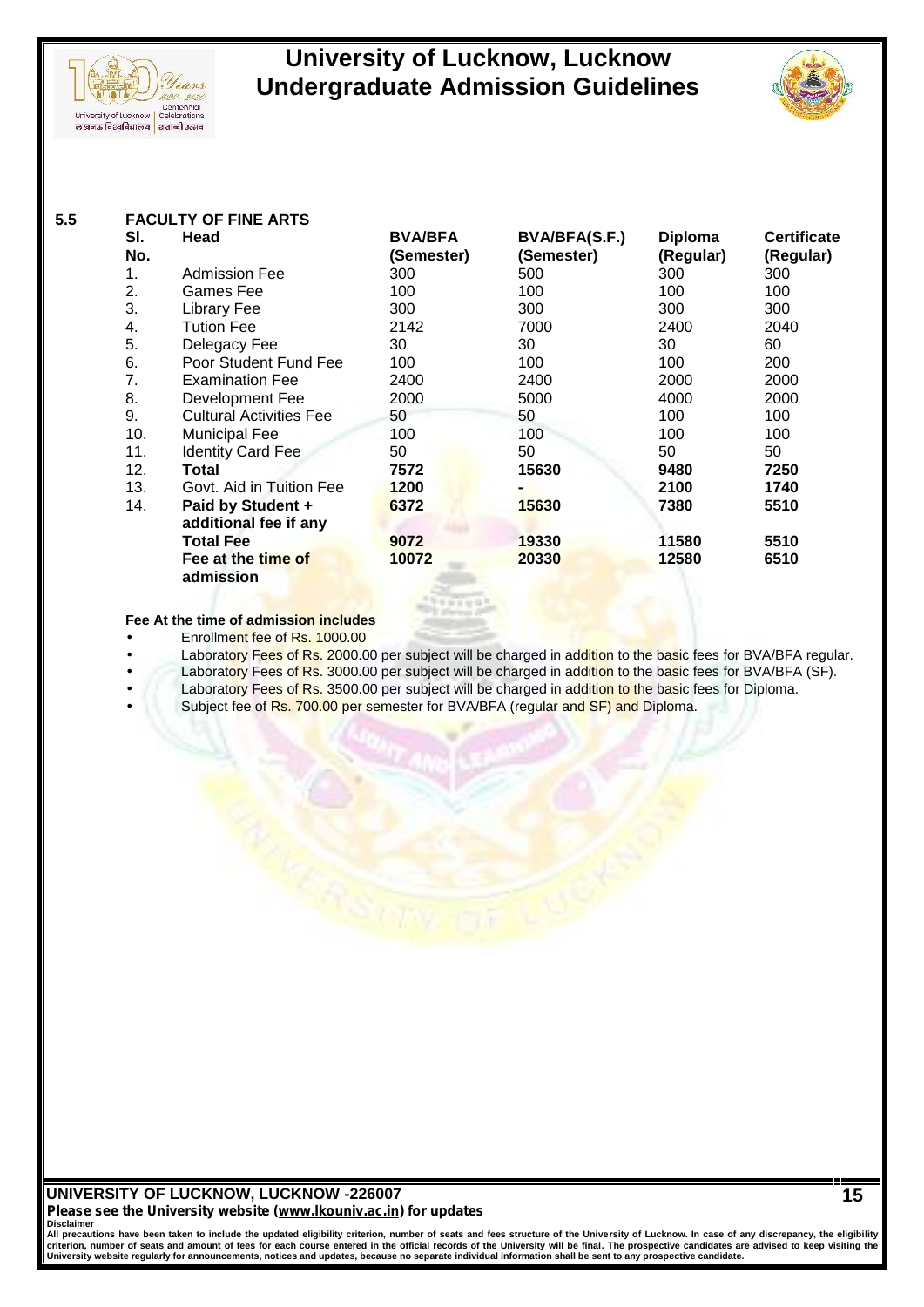## 5.5 FACULTY OF FINE ARTS

| Sl. No. | Head | BVA/BFA (Semester) | BVA/BFA(S.F.) (Semester) | Diploma (Regular) | Certificate (Regular) |
|---|---|---|---|---|---|
| 1. | Admission Fee | 300 | 500 | 300 | 300 |
| 2. | Games Fee | 100 | 100 | 100 | 100 |
| 3. | Library Fee | 300 | 300 | 300 | 300 |
| 4. | Tution Fee | 2142 | 7000 | 2400 | 2040 |
| 5. | Delegacy Fee | 30 | 30 | 30 | 60 |
| 6. | Poor Student Fund Fee | 100 | 100 | 100 | 200 |
| 7. | Examination Fee | 2400 | 2400 | 2000 | 2000 |
| 8. | Development Fee | 2000 | 5000 | 4000 | 2000 |
| 9. | Cultural Activities Fee | 50 | 50 | 100 | 100 |
| 10. | Municipal Fee | 100 | 100 | 100 | 100 |
| 11. | Identity Card Fee | 50 | 50 | 50 | 50 |
| 12. | **Total** | **7572** | **15630** | **9480** | **7250** |
| 13. | Govt. Aid in Tuition Fee | **1200** | **-** | **2100** | **1740** |
| 14. | **Paid by Student + additional fee if any** | **6372** | **15630** | **7380** | **5510** |
| | **Total Fee** | **9072** | **19330** | **11580** | **5510** |
| | **Fee at the time of admission** | **10072** | **20330** | **12580** | **6510** |

**Fee At the time of admission includes**

- Enrollment fee of Rs. 1000.00
- Laboratory Fees of Rs. 2000.00 per subject will be charged in addition to the basic fees for BVA/BFA regular.
- Laboratory Fees of Rs. 3000.00 per subject will be charged in addition to the basic fees for BVA/BFA (SF).
- Laboratory Fees of Rs. 3500.00 per subject will be charged in addition to the basic fees for Diploma.
- Subject fee of Rs. 700.00 per semester for BVA/BFA (regular and SF) and Diploma.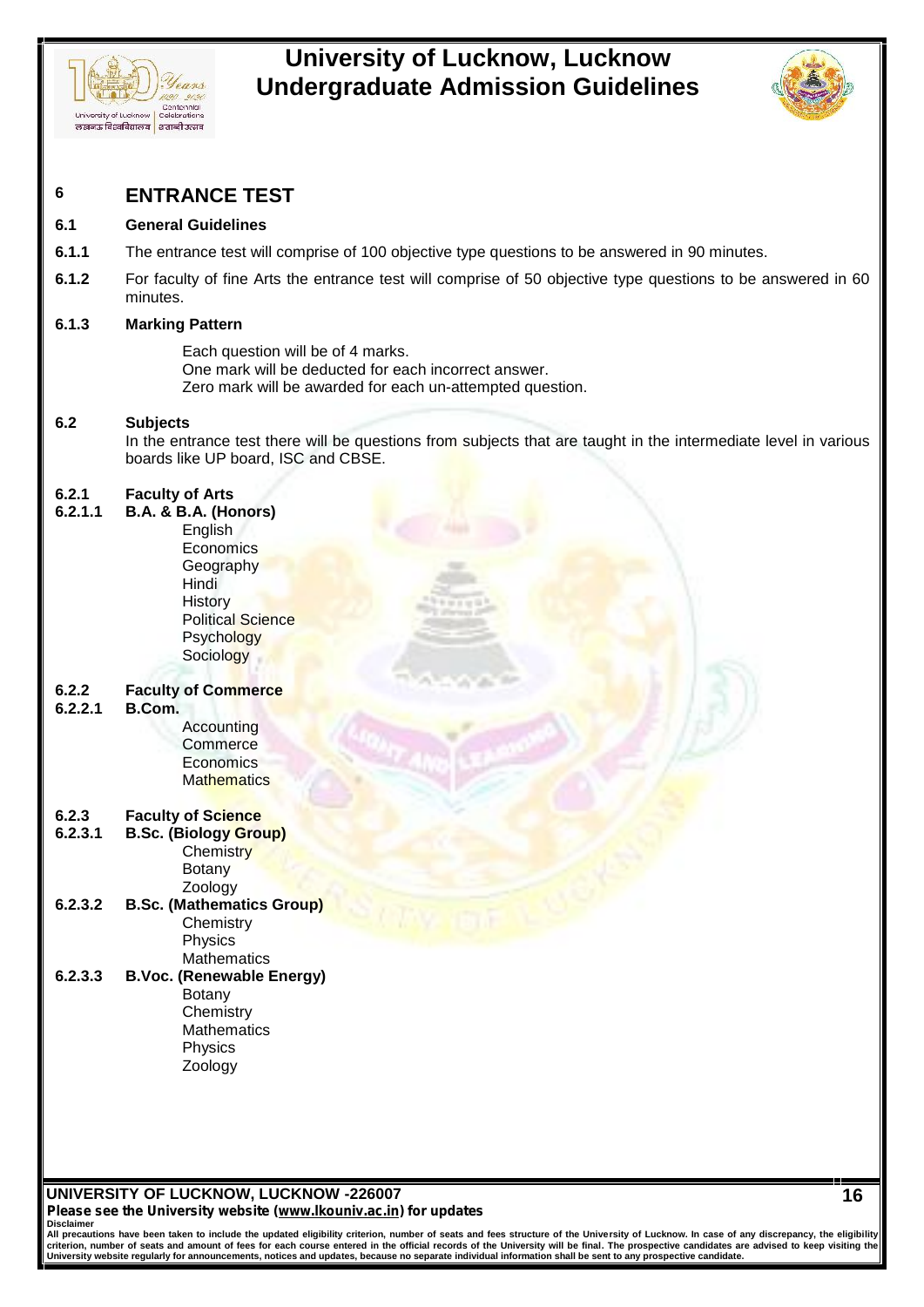# 6 ENTRANCE TEST

## 6.1 General Guidelines

**6.1.1** The entrance test will comprise of 100 objective type questions to be answered in 90 minutes.

**6.1.2** For faculty of fine Arts the entrance test will comprise of 50 objective type questions to be answered in 60 minutes.

**6.1.3 Marking Pattern**

Each question will be of 4 marks.
One mark will be deducted for each incorrect answer.
Zero mark will be awarded for each un-attempted question.

## 6.2 Subjects

In the entrance test there will be questions from subjects that are taught in the intermediate level in various boards like UP board, ISC and CBSE.

### 6.2.1 Faculty of Arts

**6.2.1.1 B.A. & B.A. (Honors)**

- English
- Economics
- Geography
- Hindi
- History
- Political Science
- Psychology
- Sociology

### 6.2.2 Faculty of Commerce

**6.2.2.1 B.Com.**

- Accounting
- Commerce
- Economics
- Mathematics

### 6.2.3 Faculty of Science

**6.2.3.1 B.Sc. (Biology Group)**

- Chemistry
- Botany
- Zoology

**6.2.3.2 B.Sc. (Mathematics Group)**

- Chemistry
- Physics
- Mathematics

**6.2.3.3 B.Voc. (Renewable Energy)**

- Botany
- Chemistry
- Mathematics
- Physics
- Zoology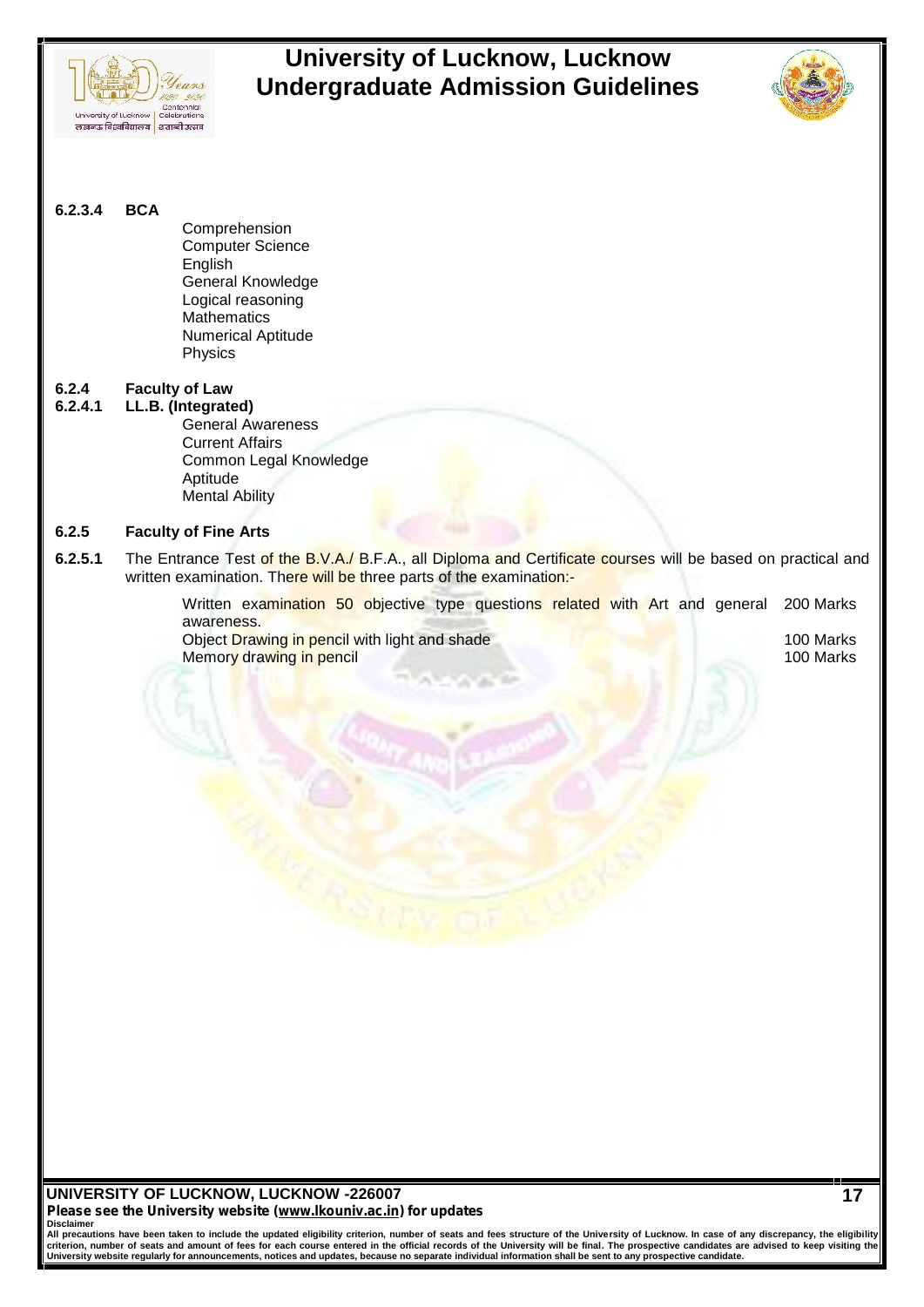#### 6.2.3.4 BCA

Comprehension
Computer Science
English
General Knowledge
Logical reasoning
Mathematics
Numerical Aptitude
Physics

### 6.2.4 Faculty of Law

#### 6.2.4.1 LL.B. (Integrated)

General Awareness
Current Affairs
Common Legal Knowledge
Aptitude
Mental Ability

### 6.2.5 Faculty of Fine Arts

**6.2.5.1** The Entrance Test of the B.V.A./ B.F.A., all Diploma and Certificate courses will be based on practical and written examination. There will be three parts of the examination:-

| | |
|---|---|
| Written examination 50 objective type questions related with Art and general awareness. | 200 Marks |
| Object Drawing in pencil with light and shade | 100 Marks |
| Memory drawing in pencil | 100 Marks |

**UNIVERSITY OF LUCKNOW, LUCKNOW -226007**
**Please see the University website (www.lkouniv.ac.in) for updates**

**Disclaimer**
All precautions have been taken to include the updated eligibility criterion, number of seats and fees structure of the University of Lucknow. In case of any discrepancy, the eligibility criterion, number of seats and amount of fees for each course entered in the official records of the University will be final. The prospective candidates are advised to keep visiting the University website regularly for announcements, notices and updates, because no separate individual information shall be sent to any prospective candidate.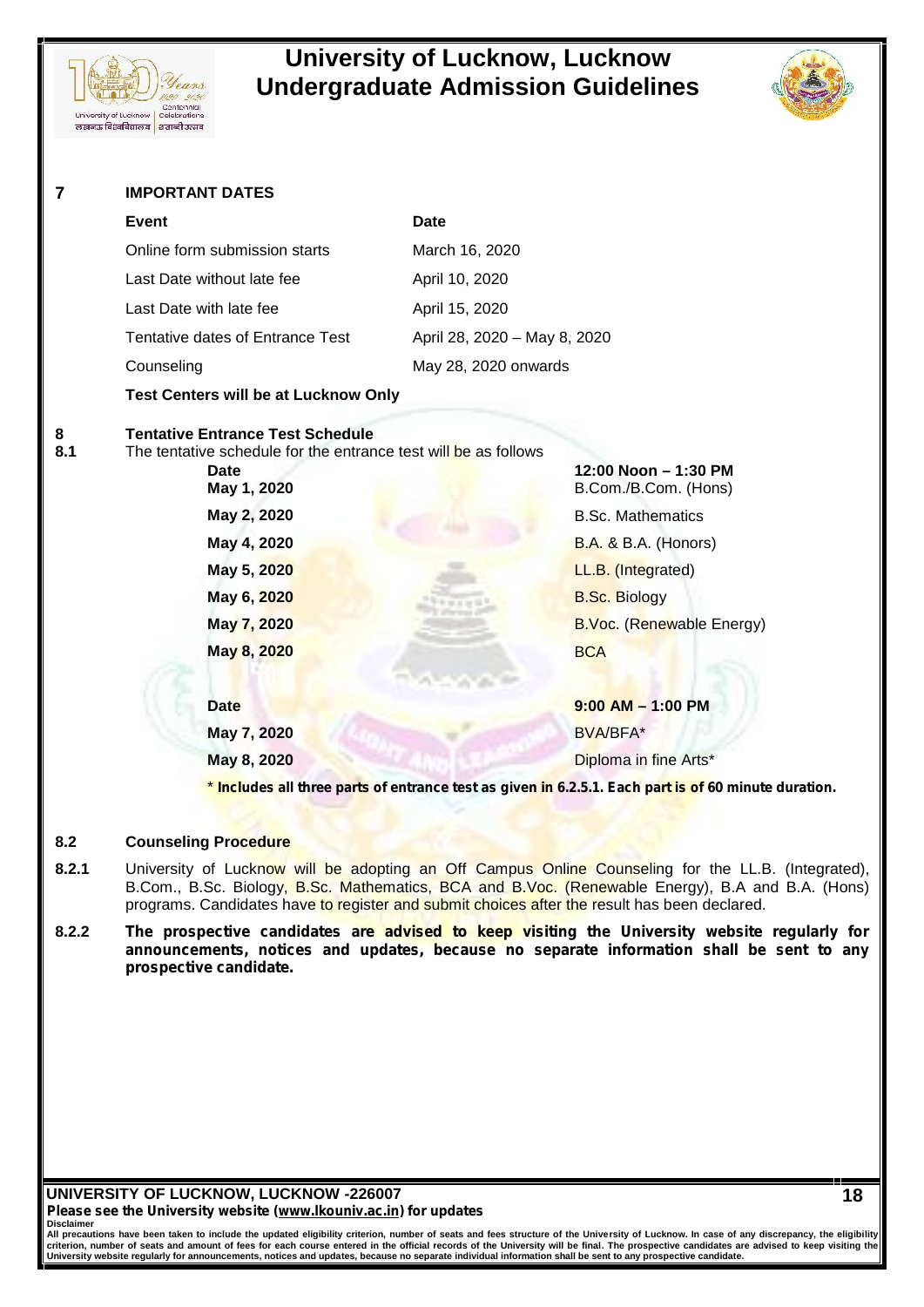## 7 IMPORTANT DATES

| Event | Date |
|---|---|
| Online form submission starts | March 16, 2020 |
| Last Date without late fee | April 10, 2020 |
| Last Date with late fee | April 15, 2020 |
| Tentative dates of Entrance Test | April 28, 2020 – May 8, 2020 |
| Counseling | May 28, 2020 onwards |

**Test Centers will be at Lucknow Only**

## 8 Tentative Entrance Test Schedule

**8.1** The tentative schedule for the entrance test will be as follows

| Date | 12:00 Noon – 1:30 PM |
|---|---|
| May 1, 2020 | B.Com./B.Com. (Hons) |
| May 2, 2020 | B.Sc. Mathematics |
| May 4, 2020 | B.A. & B.A. (Honors) |
| May 5, 2020 | LL.B. (Integrated) |
| May 6, 2020 | B.Sc. Biology |
| May 7, 2020 | B.Voc. (Renewable Energy) |
| May 8, 2020 | BCA |

| Date | 9:00 AM – 1:00 PM |
|---|---|
| May 7, 2020 | BVA/BFA* |
| May 8, 2020 | Diploma in fine Arts* |

\* **Includes all three parts of entrance test as given in 6.2.5.1. Each part is of 60 minute duration.**

### 8.2 Counseling Procedure

**8.2.1** University of Lucknow will be adopting an Off Campus Online Counseling for the LL.B. (Integrated), B.Com., B.Sc. Biology, B.Sc. Mathematics, BCA and B.Voc. (Renewable Energy), B.A and B.A. (Hons) programs. Candidates have to register and submit choices after the result has been declared.

**8.2.2** **The prospective candidates are advised to keep visiting the University website regularly for announcements, notices and updates, because no separate information shall be sent to any prospective candidate.**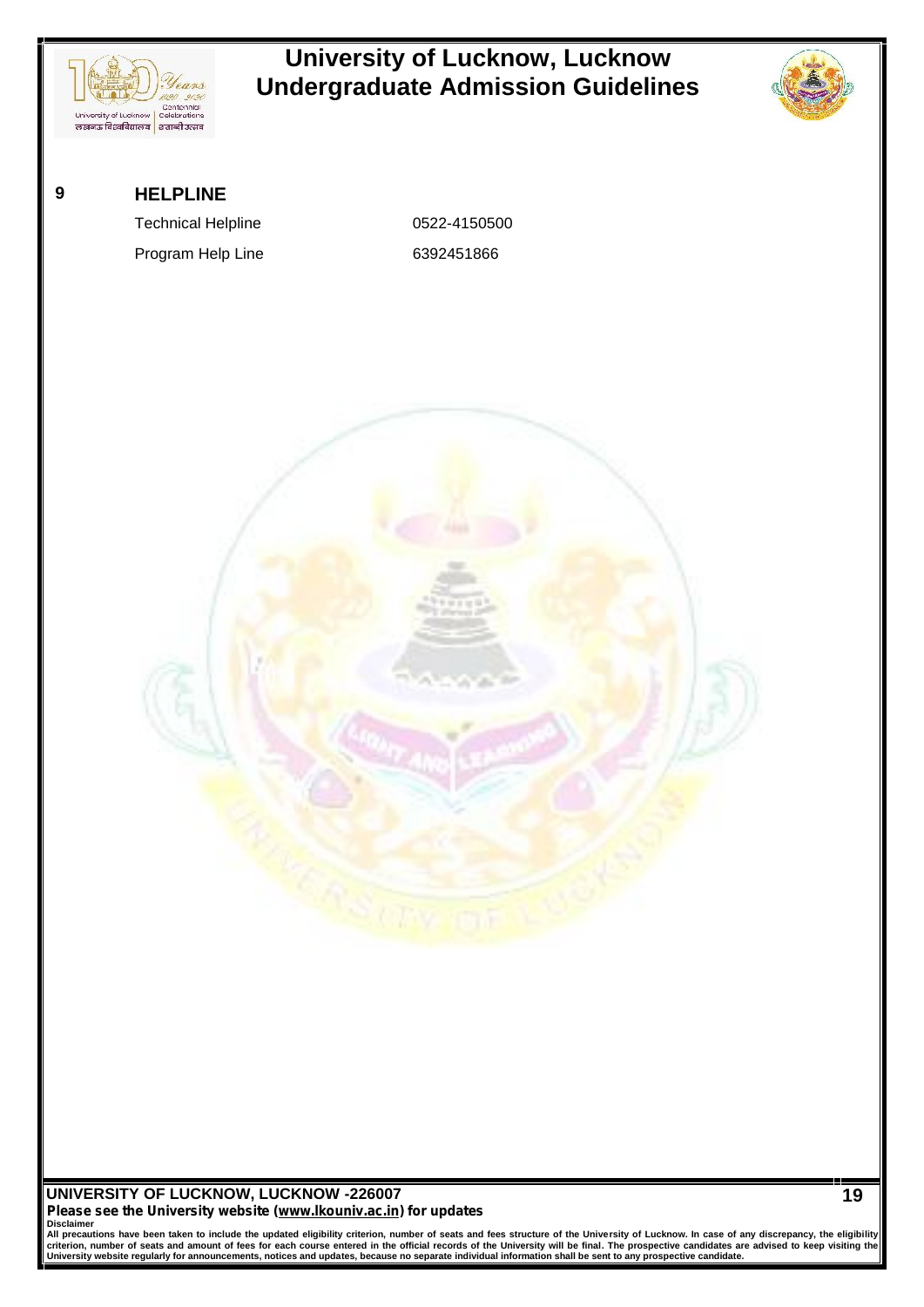## 9 HELPLINE

| | |
|---|---|
| Technical Helpline | 0522-4150500 |
| Program Help Line | 6392451866 |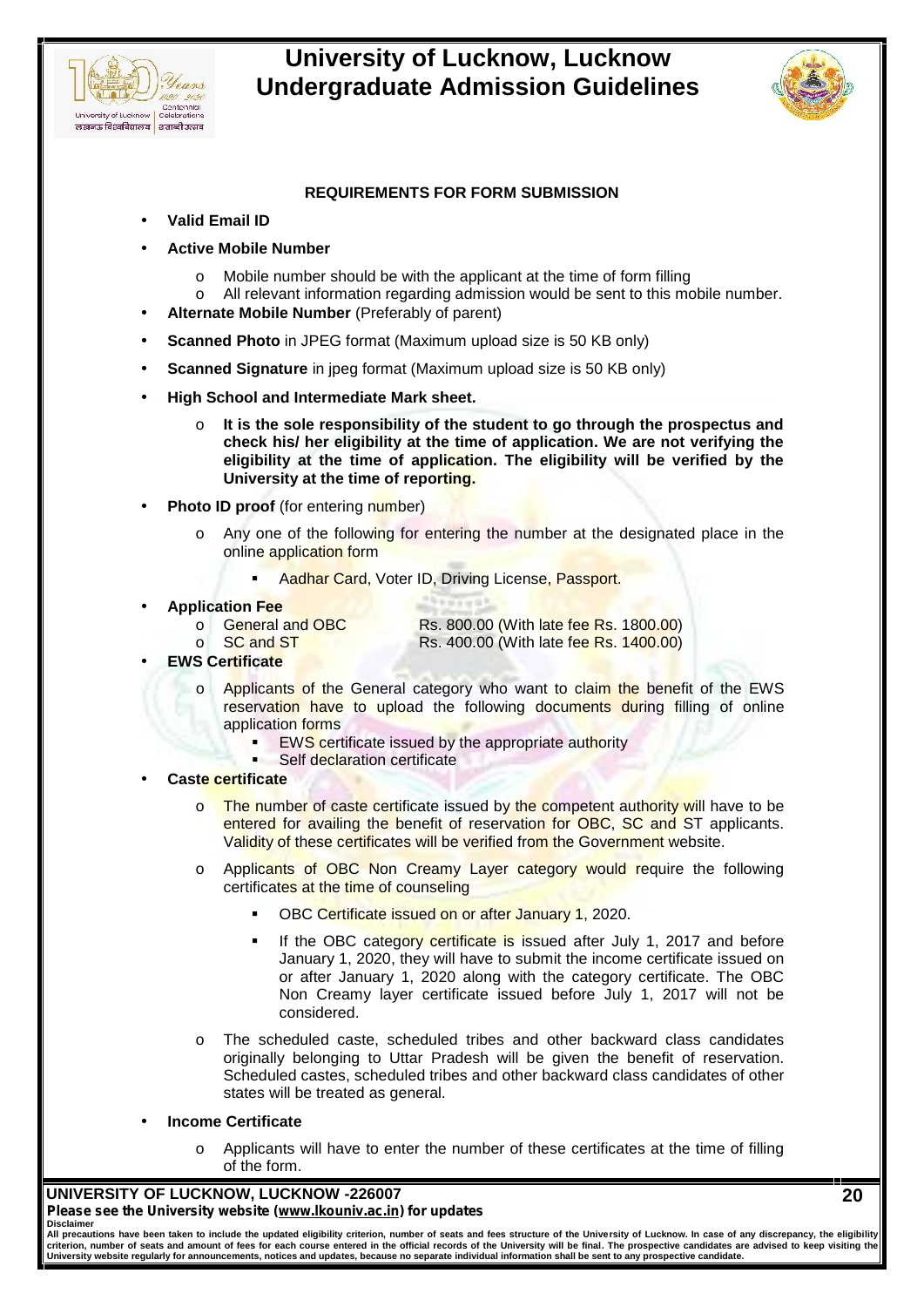## REQUIREMENTS FOR FORM SUBMISSION

- **Valid Email ID**
- **Active Mobile Number**
  - Mobile number should be with the applicant at the time of form filling
  - All relevant information regarding admission would be sent to this mobile number.
- **Alternate Mobile Number** (Preferably of parent)
- **Scanned Photo** in JPEG format (Maximum upload size is 50 KB only)
- **Scanned Signature** in jpeg format (Maximum upload size is 50 KB only)
- **High School and Intermediate Mark sheet.**
  - **It is the sole responsibility of the student to go through the prospectus and check his/ her eligibility at the time of application. We are not verifying the eligibility at the time of application. The eligibility will be verified by the University at the time of reporting.**
- **Photo ID proof** (for entering number)
  - Any one of the following for entering the number at the designated place in the online application form
    - Aadhar Card, Voter ID, Driving License, Passport.
- **Application Fee**
  - General and OBC — Rs. 800.00 (With late fee Rs. 1800.00)
  - SC and ST — Rs. 400.00 (With late fee Rs. 1400.00)
- **EWS Certificate**
  - Applicants of the General category who want to claim the benefit of the EWS reservation have to upload the following documents during filling of online application forms
    - EWS certificate issued by the appropriate authority
    - Self declaration certificate
- **Caste certificate**
  - The number of caste certificate issued by the competent authority will have to be entered for availing the benefit of reservation for OBC, SC and ST applicants. Validity of these certificates will be verified from the Government website.
  - Applicants of OBC Non Creamy Layer category would require the following certificates at the time of counseling
    - OBC Certificate issued on or after January 1, 2020.
    - If the OBC category certificate is issued after July 1, 2017 and before January 1, 2020, they will have to submit the income certificate issued on or after January 1, 2020 along with the category certificate. The OBC Non Creamy layer certificate issued before July 1, 2017 will not be considered.
  - The scheduled caste, scheduled tribes and other backward class candidates originally belonging to Uttar Pradesh will be given the benefit of reservation. Scheduled castes, scheduled tribes and other backward class candidates of other states will be treated as general.
- **Income Certificate**
  - Applicants will have to enter the number of these certificates at the time of filling of the form.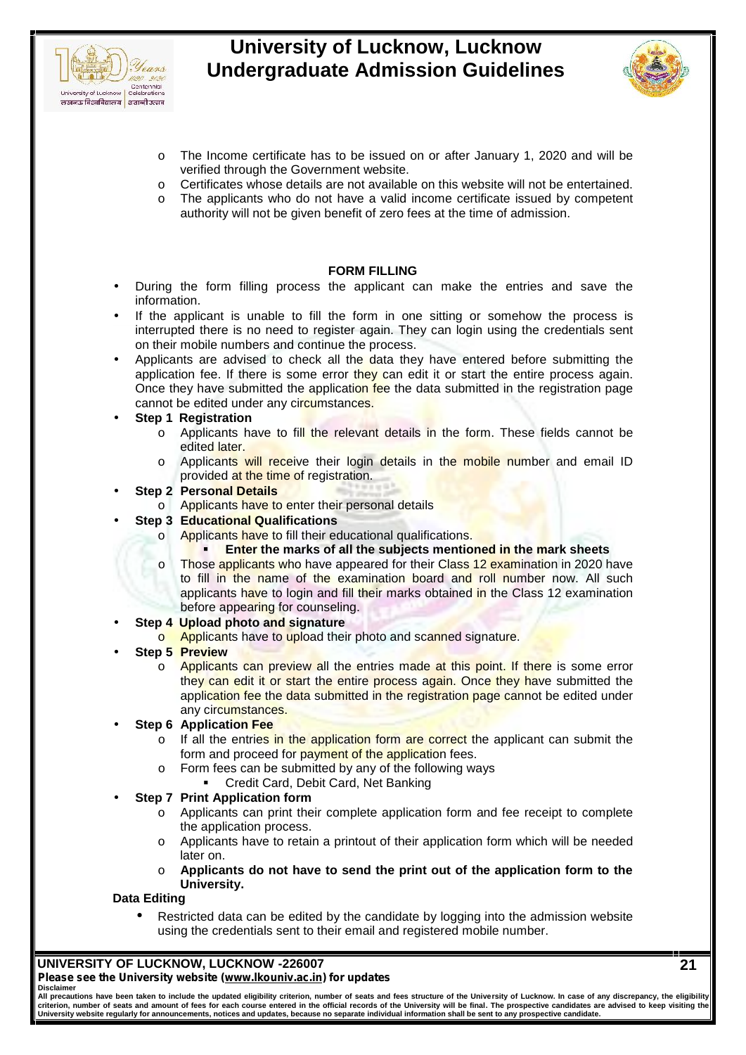- The Income certificate has to be issued on or after January 1, 2020 and will be verified through the Government website.
- Certificates whose details are not available on this website will not be entertained.
- The applicants who do not have a valid income certificate issued by competent authority will not be given benefit of zero fees at the time of admission.

## FORM FILLING

- During the form filling process the applicant can make the entries and save the information.
- If the applicant is unable to fill the form in one sitting or somehow the process is interrupted there is no need to register again. They can login using the credentials sent on their mobile numbers and continue the process.
- Applicants are advised to check all the data they have entered before submitting the application fee. If there is some error they can edit it or start the entire process again. Once they have submitted the application fee the data submitted in the registration page cannot be edited under any circumstances.
- **Step 1 Registration**
  - Applicants have to fill the relevant details in the form. These fields cannot be edited later.
  - Applicants will receive their login details in the mobile number and email ID provided at the time of registration.
- **Step 2 Personal Details**
  - Applicants have to enter their personal details
- **Step 3 Educational Qualifications**
  - Applicants have to fill their educational qualifications.
    - **Enter the marks of all the subjects mentioned in the mark sheets**
  - Those applicants who have appeared for their Class 12 examination in 2020 have to fill in the name of the examination board and roll number now. All such applicants have to login and fill their marks obtained in the Class 12 examination before appearing for counseling.
- **Step 4 Upload photo and signature**
  - Applicants have to upload their photo and scanned signature.
- **Step 5 Preview**
  - Applicants can preview all the entries made at this point. If there is some error they can edit it or start the entire process again. Once they have submitted the application fee the data submitted in the registration page cannot be edited under any circumstances.
- **Step 6 Application Fee**
  - If all the entries in the application form are correct the applicant can submit the form and proceed for payment of the application fees.
  - Form fees can be submitted by any of the following ways
    - Credit Card, Debit Card, Net Banking
- **Step 7 Print Application form**
  - Applicants can print their complete application form and fee receipt to complete the application process.
  - Applicants have to retain a printout of their application form which will be needed later on.
  - **Applicants do not have to send the print out of the application form to the University.**

**Data Editing**

- Restricted data can be edited by the candidate by logging into the admission website using the credentials sent to their email and registered mobile number.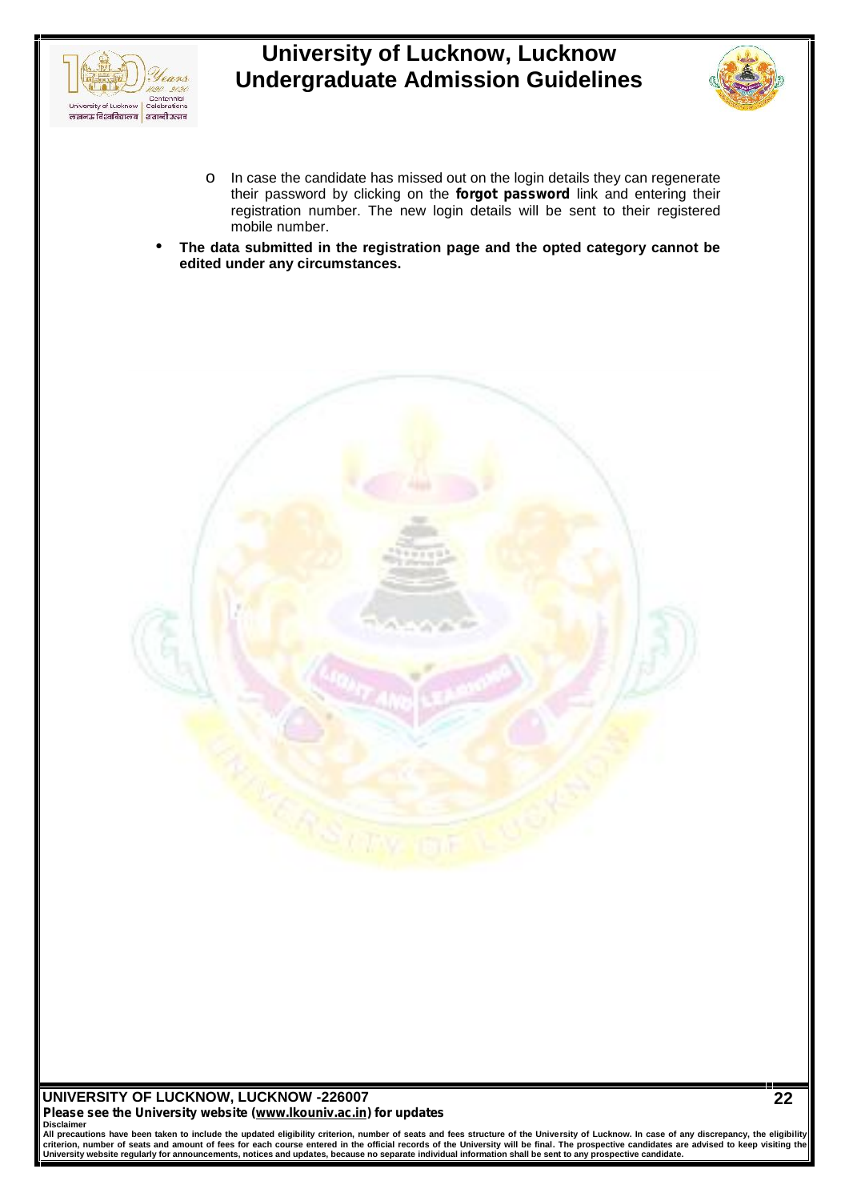- In case the candidate has missed out on the login details they can regenerate their password by clicking on the **forgot password** link and entering their registration number. The new login details will be sent to their registered mobile number.

- **The data submitted in the registration page and the opted category cannot be edited under any circumstances.**